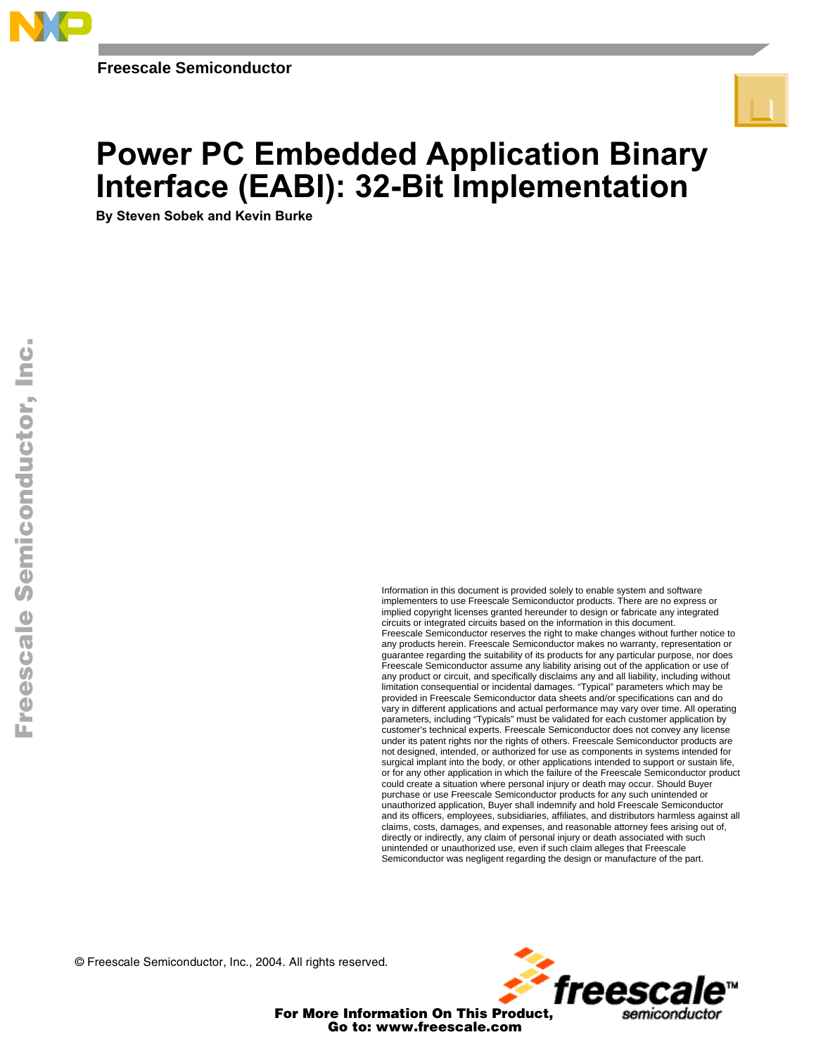Freescale Semiconductor

# Power PC Embedded Application Binary Interface (EABI): 32-Bit Implementation

**By Steven Sobek and Kevin Burke**

Information in this document is provided solely to enable system and software implementers to use Freescale Semiconductor products. There are no express or implied copyright licenses granted hereunder to design or fabricate any integrated circuits or integrated circuits based on the information in this document.
Freescale Semiconductor reserves the right to make changes without further notice to any products herein. Freescale Semiconductor makes no warranty, representation or guarantee regarding the suitability of its products for any particular purpose, nor does Freescale Semiconductor assume any liability arising out of the application or use of any product or circuit, and specifically disclaims any and all liability, including without limitation consequential or incidental damages. "Typical" parameters which may be provided in Freescale Semiconductor data sheets and/or specifications can and do vary in different applications and actual performance may vary over time. All operating parameters, including "Typicals" must be validated for each customer application by customer's technical experts. Freescale Semiconductor does not convey any license under its patent rights nor the rights of others. Freescale Semiconductor products are not designed, intended, or authorized for use as components in systems intended for surgical implant into the body, or other applications intended to support or sustain life, or for any other application in which the failure of the Freescale Semiconductor product could create a situation where personal injury or death may occur. Should Buyer purchase or use Freescale Semiconductor products for any such unintended or unauthorized application, Buyer shall indemnify and hold Freescale Semiconductor and its officers, employees, subsidiaries, affiliates, and distributors harmless against all claims, costs, damages, and expenses, and reasonable attorney fees arising out of, directly or indirectly, any claim of personal injury or death associated with such unintended or unauthorized use, even if such claim alleges that Freescale Semiconductor was negligent regarding the design or manufacture of the part.

© Freescale Semiconductor, Inc., 2004. All rights reserved.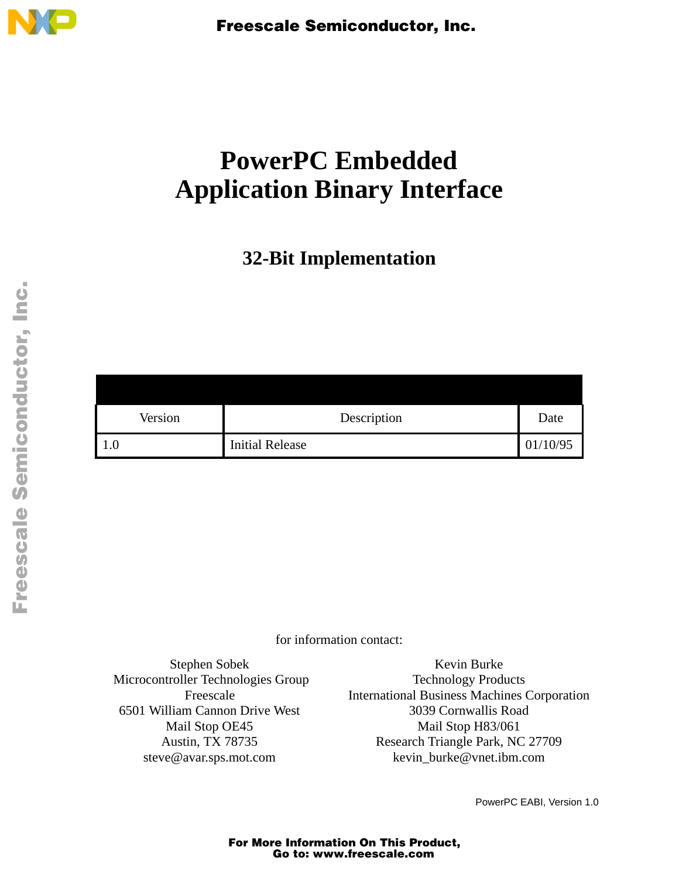# PowerPC Embedded Application Binary Interface

## 32-Bit Implementation

| Version | Description | Date |
|---|---|---|
| 1.0 | Initial Release | 01/10/95 |

for information contact:

Stephen Sobek
Microcontroller Technologies Group
Freescale
6501 William Cannon Drive West
Mail Stop OE45
Austin, TX 78735
steve@avar.sps.mot.com

Kevin Burke
Technology Products
International Business Machines Corporation
3039 Cornwallis Road
Mail Stop H83/061
Research Triangle Park, NC 27709
kevin_burke@vnet.ibm.com

PowerPC EABI, Version 1.0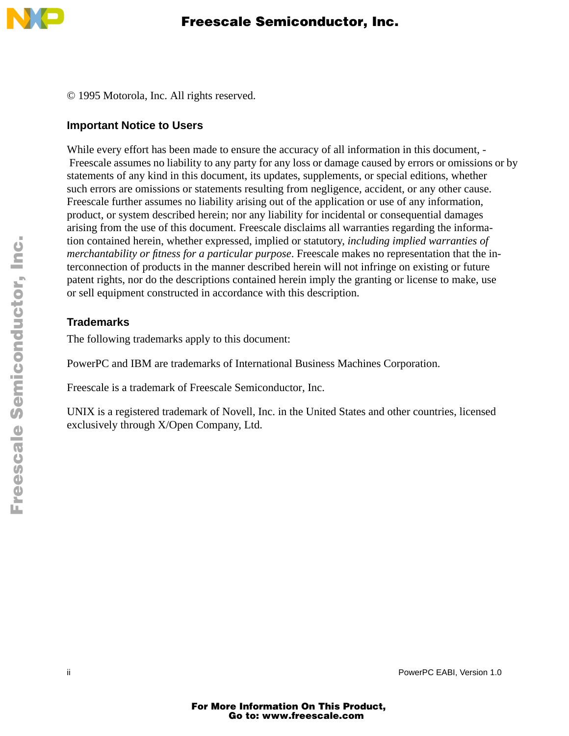© 1995 Motorola, Inc. All rights reserved.

### Important Notice to Users

While every effort has been made to ensure the accuracy of all information in this document, - Freescale assumes no liability to any party for any loss or damage caused by errors or omissions or by statements of any kind in this document, its updates, supplements, or special editions, whether such errors are omissions or statements resulting from negligence, accident, or any other cause. Freescale further assumes no liability arising out of the application or use of any information, product, or system described herein; nor any liability for incidental or consequential damages arising from the use of this document. Freescale disclaims all warranties regarding the information contained herein, whether expressed, implied or statutory, *including implied warranties of merchantability or fitness for a particular purpose*. Freescale makes no representation that the interconnection of products in the manner described herein will not infringe on existing or future patent rights, nor do the descriptions contained herein imply the granting or license to make, use or sell equipment constructed in accordance with this description.

### Trademarks

The following trademarks apply to this document:

PowerPC and IBM are trademarks of International Business Machines Corporation.

Freescale is a trademark of Freescale Semiconductor, Inc.

UNIX is a registered trademark of Novell, Inc. in the United States and other countries, licensed exclusively through X/Open Company, Ltd.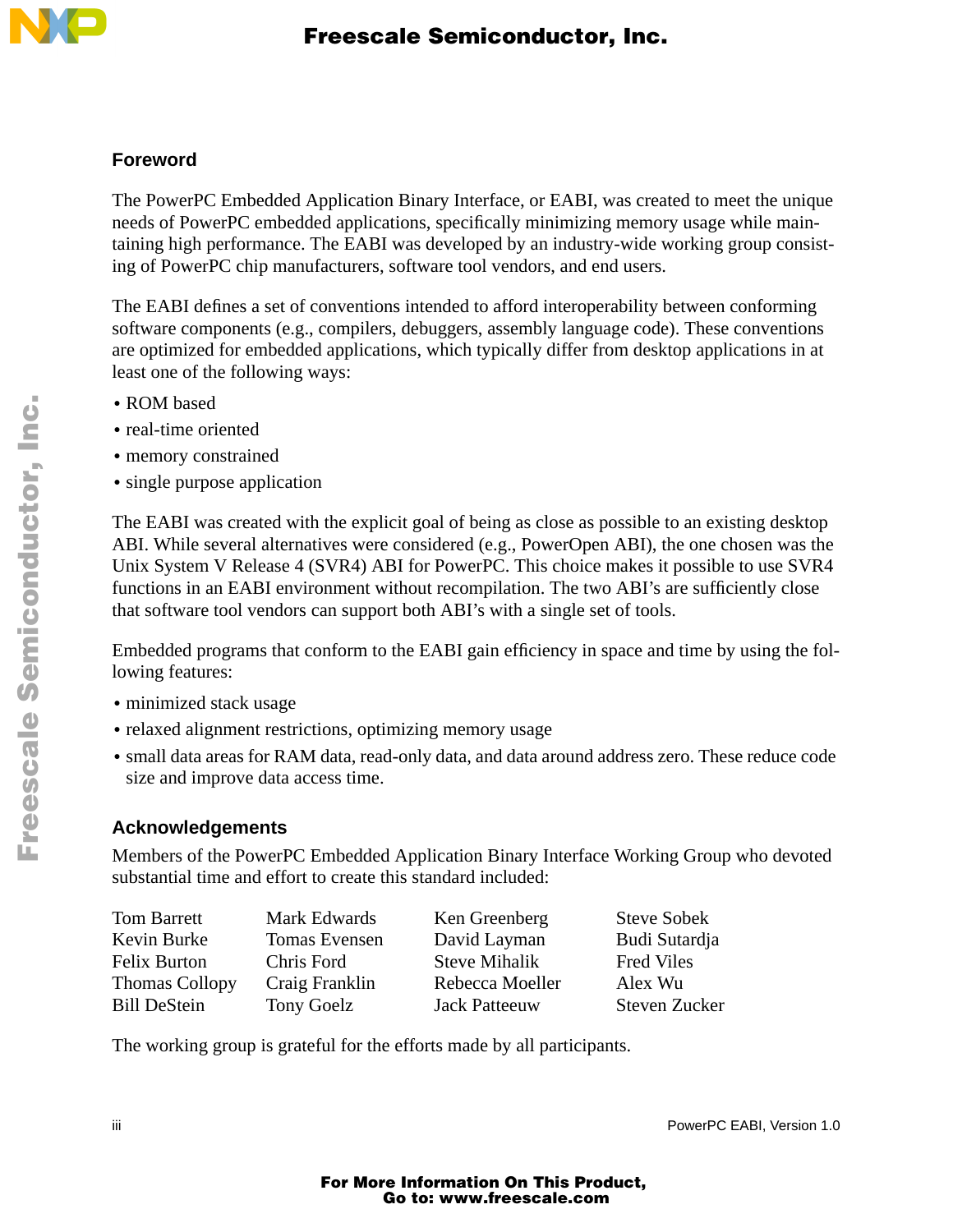## Foreword

The PowerPC Embedded Application Binary Interface, or EABI, was created to meet the unique needs of PowerPC embedded applications, specifically minimizing memory usage while maintaining high performance. The EABI was developed by an industry-wide working group consisting of PowerPC chip manufacturers, software tool vendors, and end users.

The EABI defines a set of conventions intended to afford interoperability between conforming software components (e.g., compilers, debuggers, assembly language code). These conventions are optimized for embedded applications, which typically differ from desktop applications in at least one of the following ways:

- ROM based
- real-time oriented
- memory constrained
- single purpose application

The EABI was created with the explicit goal of being as close as possible to an existing desktop ABI. While several alternatives were considered (e.g., PowerOpen ABI), the one chosen was the Unix System V Release 4 (SVR4) ABI for PowerPC. This choice makes it possible to use SVR4 functions in an EABI environment without recompilation. The two ABI's are sufficiently close that software tool vendors can support both ABI's with a single set of tools.

Embedded programs that conform to the EABI gain efficiency in space and time by using the following features:

- minimized stack usage
- relaxed alignment restrictions, optimizing memory usage
- small data areas for RAM data, read-only data, and data around address zero. These reduce code size and improve data access time.

## Acknowledgements

Members of the PowerPC Embedded Application Binary Interface Working Group who devoted substantial time and effort to create this standard included:

| | | | |
|---|---|---|---|
| Tom Barrett | Mark Edwards | Ken Greenberg | Steve Sobek |
| Kevin Burke | Tomas Evensen | David Layman | Budi Sutardja |
| Felix Burton | Chris Ford | Steve Mihalik | Fred Viles |
| Thomas Collopy | Craig Franklin | Rebecca Moeller | Alex Wu |
| Bill DeStein | Tony Goelz | Jack Patteeuw | Steven Zucker |

The working group is grateful for the efforts made by all participants.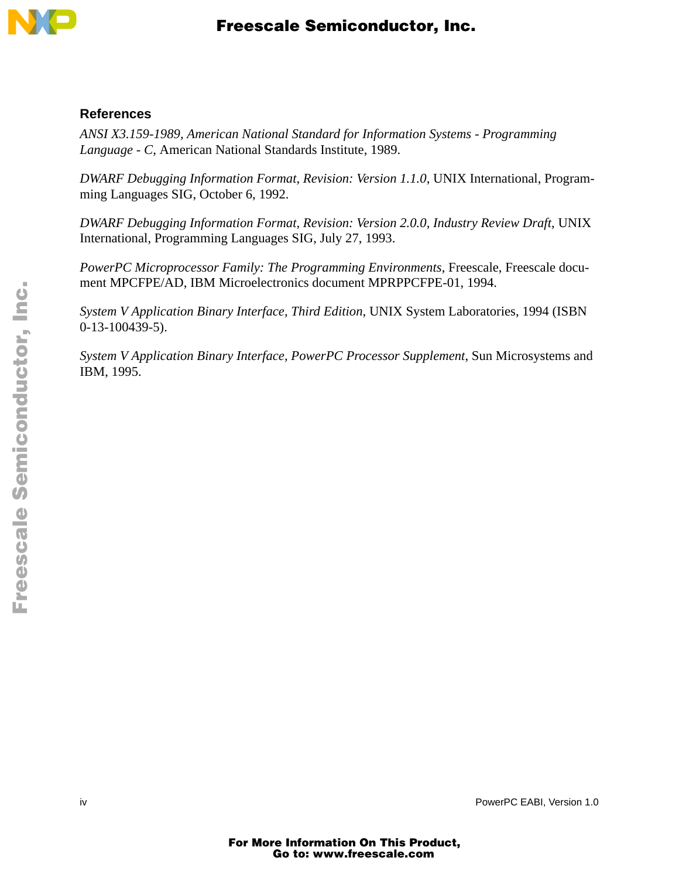## References

*ANSI X3.159-1989, American National Standard for Information Systems - Programming Language - C*, American National Standards Institute, 1989.

*DWARF Debugging Information Format, Revision: Version 1.1.0*, UNIX International, Programming Languages SIG, October 6, 1992.

*DWARF Debugging Information Format, Revision: Version 2.0.0, Industry Review Draft*, UNIX International, Programming Languages SIG, July 27, 1993.

*PowerPC Microprocessor Family: The Programming Environments*, Freescale, Freescale document MPCFPE/AD, IBM Microelectronics document MPRPPCFPE-01, 1994.

*System V Application Binary Interface, Third Edition*, UNIX System Laboratories, 1994 (ISBN 0-13-100439-5).

*System V Application Binary Interface, PowerPC Processor Supplement*, Sun Microsystems and IBM, 1995.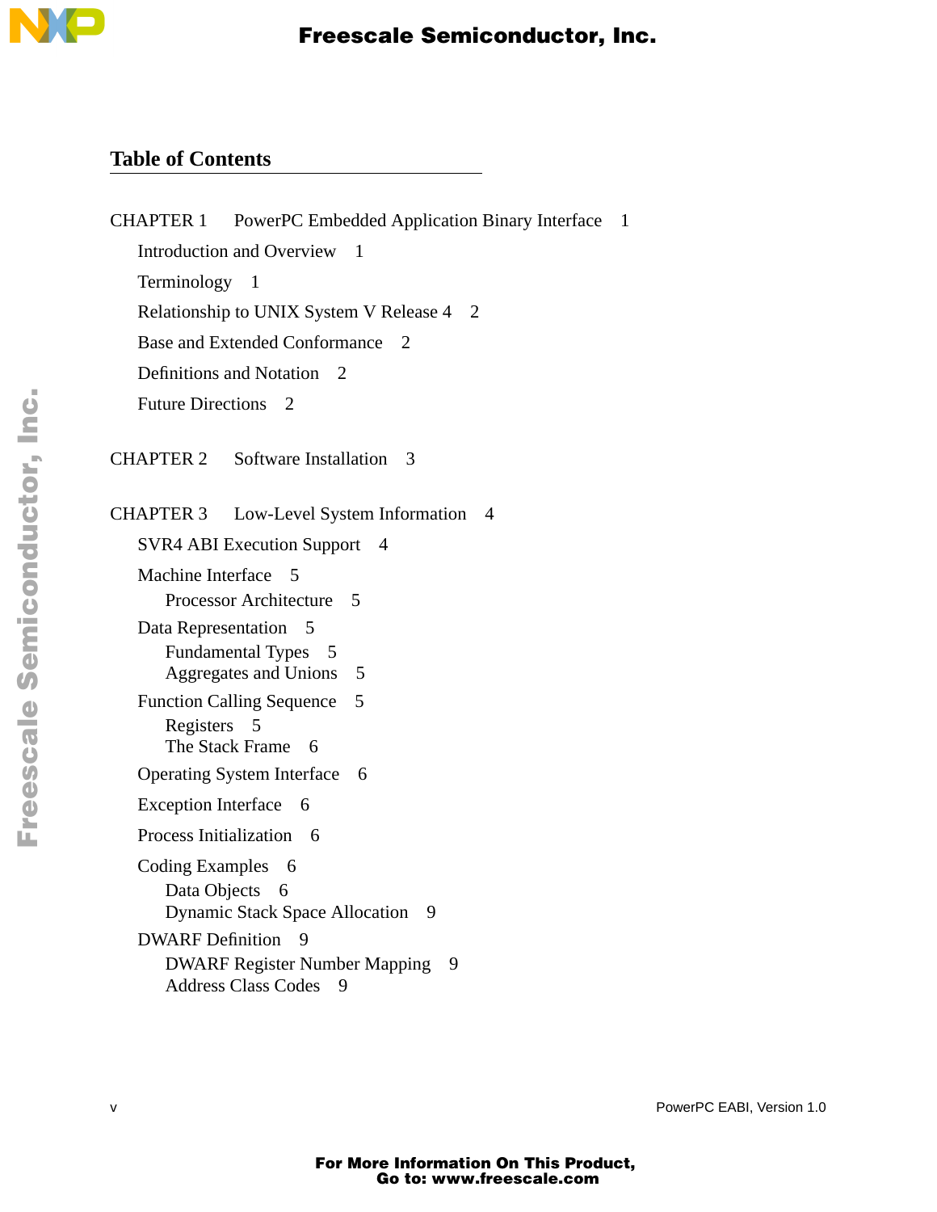# Table of Contents

CHAPTER 1 PowerPC Embedded Application Binary Interface 1

- Introduction and Overview 1
- Terminology 1
- Relationship to UNIX System V Release 4 2
- Base and Extended Conformance 2
- Definitions and Notation 2
- Future Directions 2

CHAPTER 2 Software Installation 3

CHAPTER 3 Low-Level System Information 4

- SVR4 ABI Execution Support 4
- Machine Interface 5
  - Processor Architecture 5
- Data Representation 5
  - Fundamental Types 5
  - Aggregates and Unions 5
- Function Calling Sequence 5
  - Registers 5
  - The Stack Frame 6
- Operating System Interface 6
- Exception Interface 6
- Process Initialization 6
- Coding Examples 6
  - Data Objects 6
  - Dynamic Stack Space Allocation 9
- DWARF Definition 9
  - DWARF Register Number Mapping 9
  - Address Class Codes 9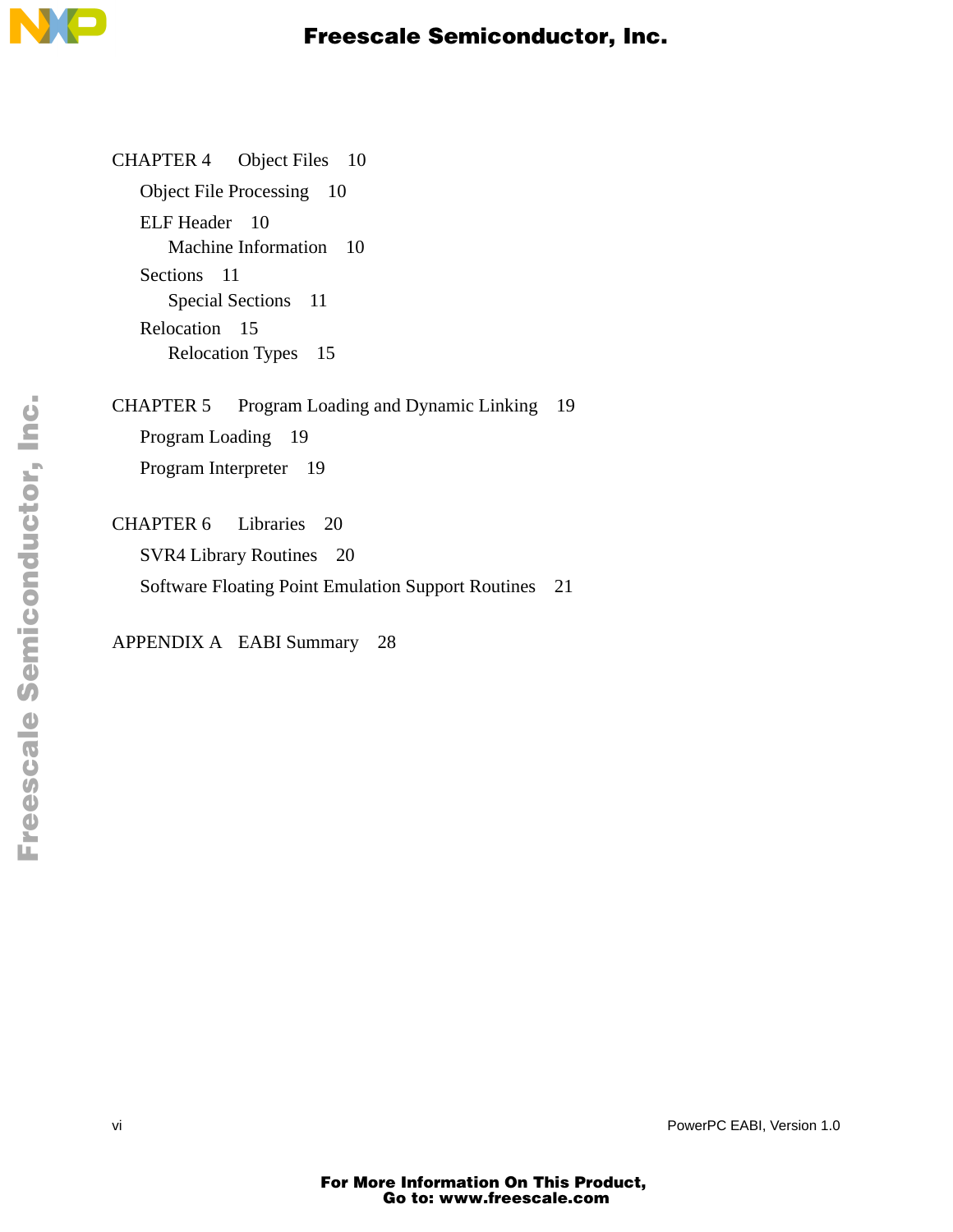CHAPTER 4 Object Files 10

- Object File Processing 10
- ELF Header 10
  - Machine Information 10
- Sections 11
  - Special Sections 11
- Relocation 15
  - Relocation Types 15

CHAPTER 5 Program Loading and Dynamic Linking 19

- Program Loading 19
- Program Interpreter 19

CHAPTER 6 Libraries 20

- SVR4 Library Routines 20
- Software Floating Point Emulation Support Routines 21

APPENDIX A EABI Summary 28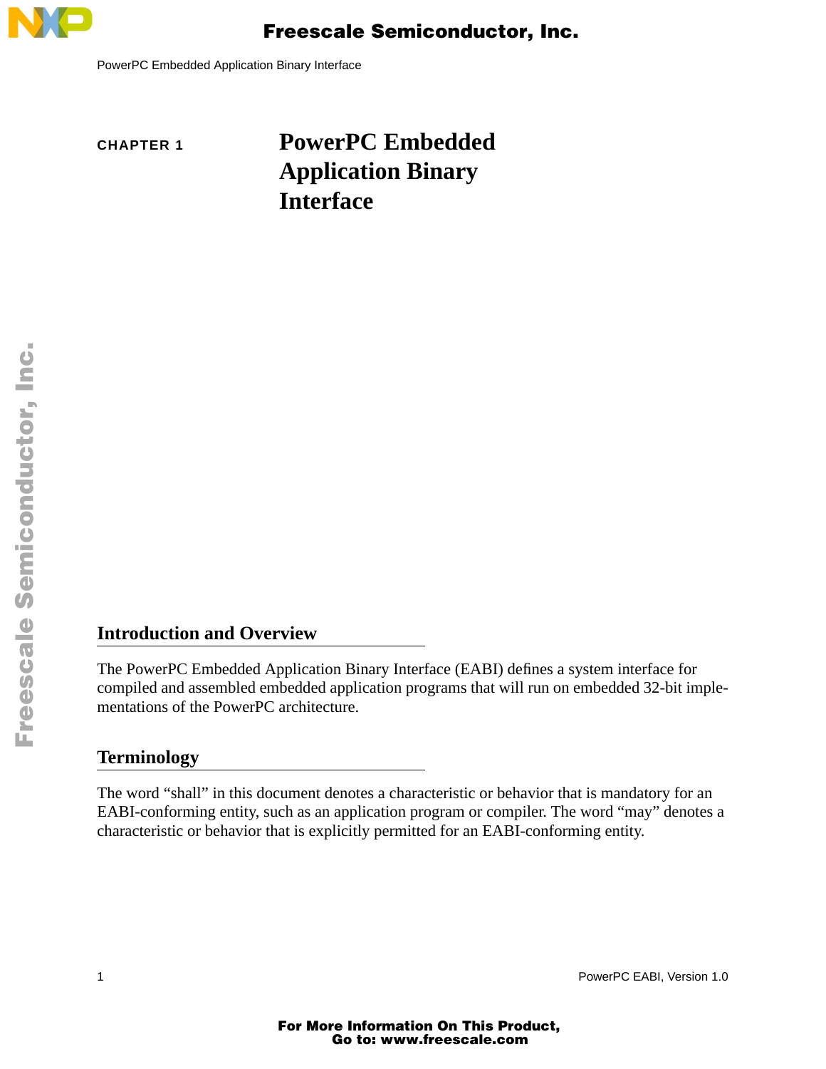CHAPTER 1

# PowerPC Embedded Application Binary Interface

## Introduction and Overview

The PowerPC Embedded Application Binary Interface (EABI) defines a system interface for compiled and assembled embedded application programs that will run on embedded 32-bit implementations of the PowerPC architecture.

## Terminology

The word "shall" in this document denotes a characteristic or behavior that is mandatory for an EABI-conforming entity, such as an application program or compiler. The word "may" denotes a characteristic or behavior that is explicitly permitted for an EABI-conforming entity.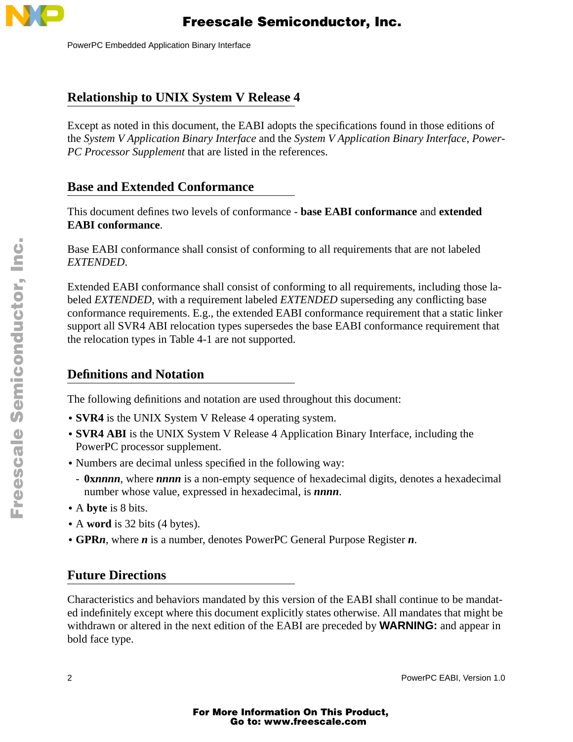## Relationship to UNIX System V Release 4

Except as noted in this document, the EABI adopts the specifications found in those editions of the *System V Application Binary Interface* and the *System V Application Binary Interface, PowerPC Processor Supplement* that are listed in the references.

## Base and Extended Conformance

This document defines two levels of conformance - **base EABI conformance** and **extended EABI conformance**.

Base EABI conformance shall consist of conforming to all requirements that are not labeled *EXTENDED*.

Extended EABI conformance shall consist of conforming to all requirements, including those labeled *EXTENDED*, with a requirement labeled *EXTENDED* superseding any conflicting base conformance requirements. E.g., the extended EABI conformance requirement that a static linker support all SVR4 ABI relocation types supersedes the base EABI conformance requirement that the relocation types in Table 4-1 are not supported.

## Definitions and Notation

The following definitions and notation are used throughout this document:

- **SVR4** is the UNIX System V Release 4 operating system.
- **SVR4 ABI** is the UNIX System V Release 4 Application Binary Interface, including the PowerPC processor supplement.
- Numbers are decimal unless specified in the following way:
  - **0x*nnnn***, where ***nnnn*** is a non-empty sequence of hexadecimal digits, denotes a hexadecimal number whose value, expressed in hexadecimal, is ***nnnn***.
- A **byte** is 8 bits.
- A **word** is 32 bits (4 bytes).
- **GPR*n***, where ***n*** is a number, denotes PowerPC General Purpose Register ***n***.

## Future Directions

Characteristics and behaviors mandated by this version of the EABI shall continue to be mandated indefinitely except where this document explicitly states otherwise. All mandates that might be withdrawn or altered in the next edition of the EABI are preceded by **WARNING:** and appear in bold face type.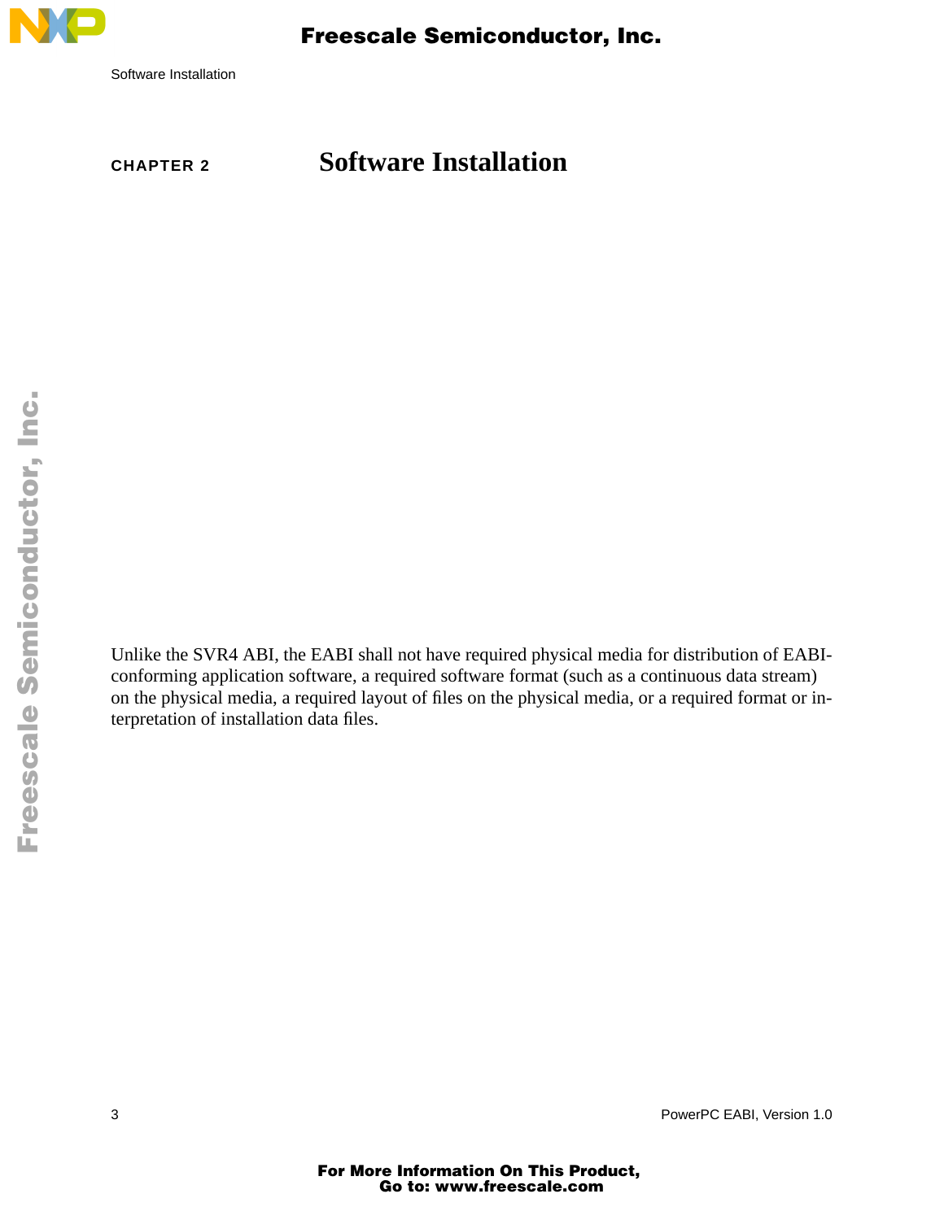# CHAPTER 2 Software Installation

Unlike the SVR4 ABI, the EABI shall not have required physical media for distribution of EABI-conforming application software, a required software format (such as a continuous data stream) on the physical media, a required layout of files on the physical media, or a required format or interpretation of installation data files.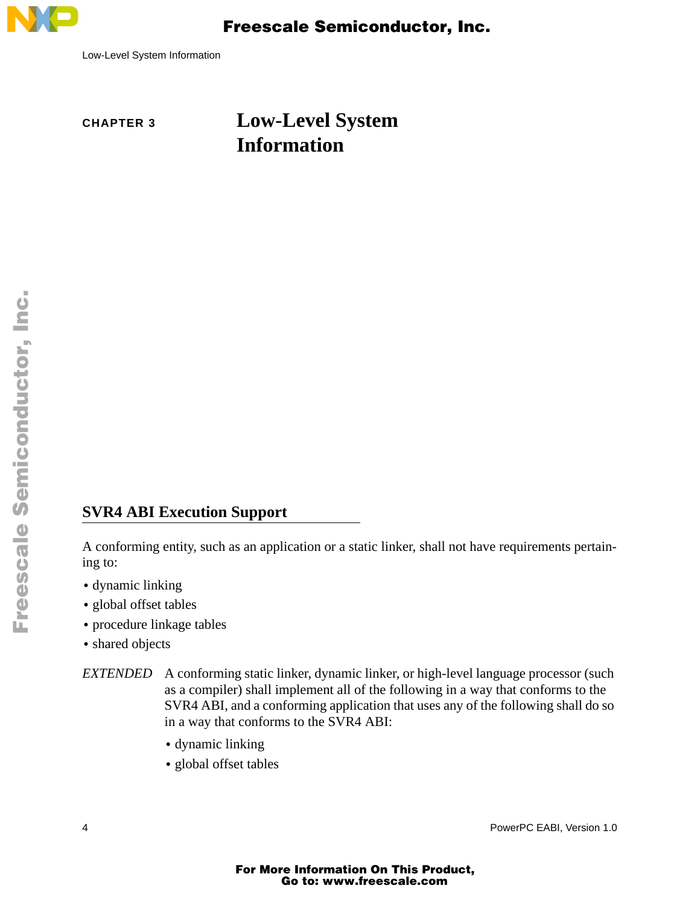# CHAPTER 3 Low-Level System Information

## SVR4 ABI Execution Support

A conforming entity, such as an application or a static linker, shall not have requirements pertaining to:

- dynamic linking
- global offset tables
- procedure linkage tables
- shared objects

*EXTENDED* A conforming static linker, dynamic linker, or high-level language processor (such as a compiler) shall implement all of the following in a way that conforms to the SVR4 ABI, and a conforming application that uses any of the following shall do so in a way that conforms to the SVR4 ABI:

- dynamic linking
- global offset tables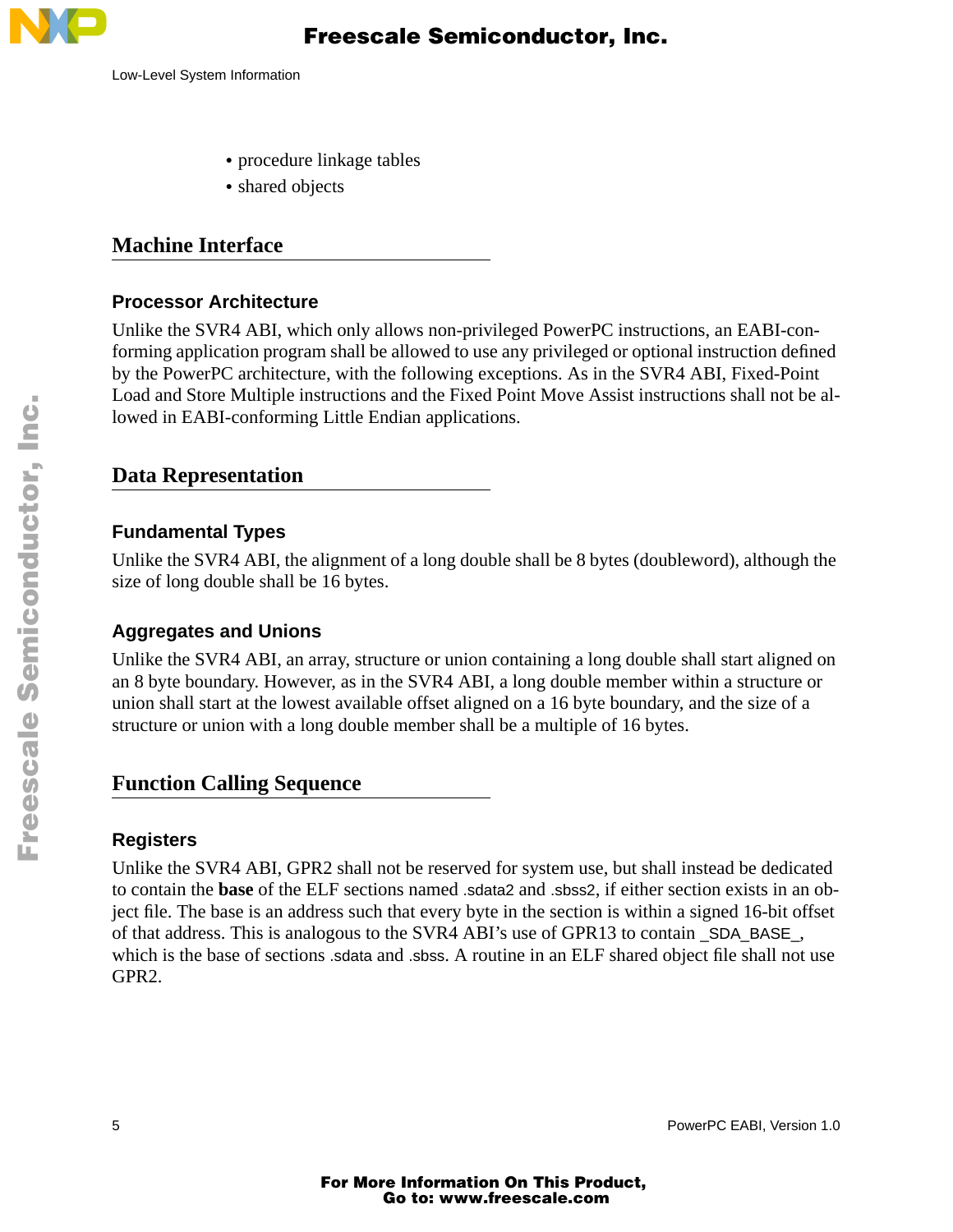- procedure linkage tables
- shared objects

## Machine Interface

### Processor Architecture

Unlike the SVR4 ABI, which only allows non-privileged PowerPC instructions, an EABI-conforming application program shall be allowed to use any privileged or optional instruction defined by the PowerPC architecture, with the following exceptions. As in the SVR4 ABI, Fixed-Point Load and Store Multiple instructions and the Fixed Point Move Assist instructions shall not be allowed in EABI-conforming Little Endian applications.

## Data Representation

### Fundamental Types

Unlike the SVR4 ABI, the alignment of a long double shall be 8 bytes (doubleword), although the size of long double shall be 16 bytes.

### Aggregates and Unions

Unlike the SVR4 ABI, an array, structure or union containing a long double shall start aligned on an 8 byte boundary. However, as in the SVR4 ABI, a long double member within a structure or union shall start at the lowest available offset aligned on a 16 byte boundary, and the size of a structure or union with a long double member shall be a multiple of 16 bytes.

## Function Calling Sequence

### Registers

Unlike the SVR4 ABI, GPR2 shall not be reserved for system use, but shall instead be dedicated to contain the **base** of the ELF sections named .sdata2 and .sbss2, if either section exists in an object file. The base is an address such that every byte in the section is within a signed 16-bit offset of that address. This is analogous to the SVR4 ABI's use of GPR13 to contain _SDA_BASE_, which is the base of sections .sdata and .sbss. A routine in an ELF shared object file shall not use GPR2.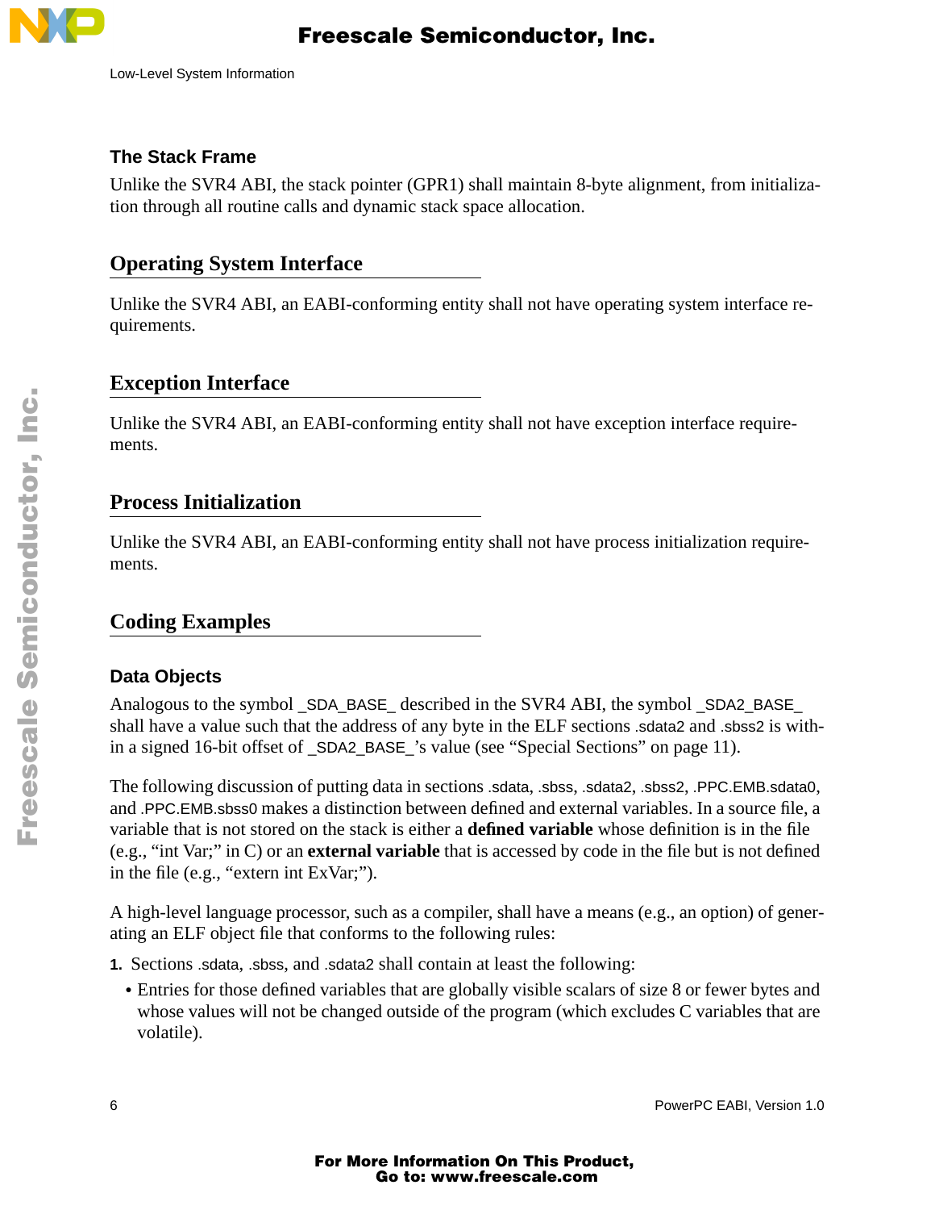### The Stack Frame

Unlike the SVR4 ABI, the stack pointer (GPR1) shall maintain 8-byte alignment, from initialization through all routine calls and dynamic stack space allocation.

## Operating System Interface

Unlike the SVR4 ABI, an EABI-conforming entity shall not have operating system interface requirements.

## Exception Interface

Unlike the SVR4 ABI, an EABI-conforming entity shall not have exception interface requirements.

## Process Initialization

Unlike the SVR4 ABI, an EABI-conforming entity shall not have process initialization requirements.

## Coding Examples

### Data Objects

Analogous to the symbol _SDA_BASE_ described in the SVR4 ABI, the symbol _SDA2_BASE_ shall have a value such that the address of any byte in the ELF sections .sdata2 and .sbss2 is within a signed 16-bit offset of _SDA2_BASE_'s value (see "Special Sections" on page 11).

The following discussion of putting data in sections .sdata, .sbss, .sdata2, .sbss2, .PPC.EMB.sdata0, and .PPC.EMB.sbss0 makes a distinction between defined and external variables. In a source file, a variable that is not stored on the stack is either a **defined variable** whose definition is in the file (e.g., "int Var;" in C) or an **external variable** that is accessed by code in the file but is not defined in the file (e.g., "extern int ExVar;").

A high-level language processor, such as a compiler, shall have a means (e.g., an option) of generating an ELF object file that conforms to the following rules:

1. Sections .sdata, .sbss, and .sdata2 shall contain at least the following:
   - Entries for those defined variables that are globally visible scalars of size 8 or fewer bytes and whose values will not be changed outside of the program (which excludes C variables that are volatile).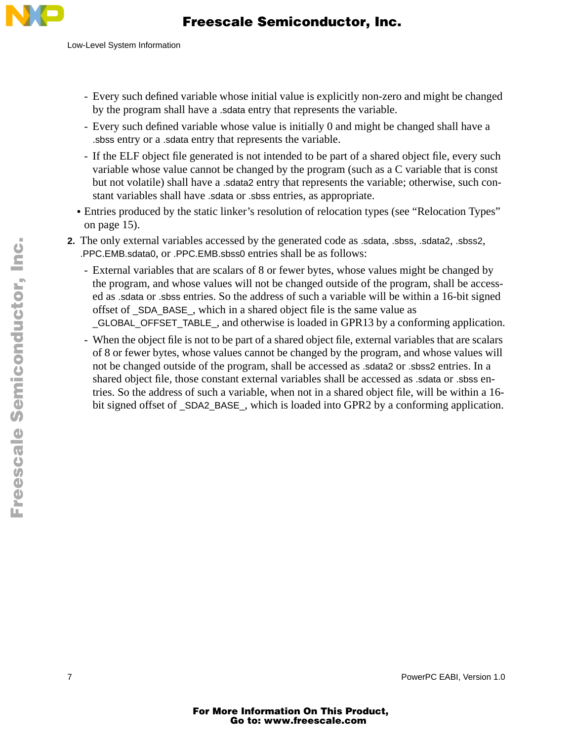- Every such defined variable whose initial value is explicitly non-zero and might be changed by the program shall have a .sdata entry that represents the variable.
  - Every such defined variable whose value is initially 0 and might be changed shall have a .sbss entry or a .sdata entry that represents the variable.
  - If the ELF object file generated is not intended to be part of a shared object file, every such variable whose value cannot be changed by the program (such as a C variable that is const but not volatile) shall have a .sdata2 entry that represents the variable; otherwise, such constant variables shall have .sdata or .sbss entries, as appropriate.
- Entries produced by the static linker's resolution of relocation types (see "Relocation Types" on page 15).

**2.** The only external variables accessed by the generated code as .sdata, .sbss, .sdata2, .sbss2, .PPC.EMB.sdata0, or .PPC.EMB.sbss0 entries shall be as follows:

  - External variables that are scalars of 8 or fewer bytes, whose values might be changed by the program, and whose values will not be changed outside of the program, shall be accessed as .sdata or .sbss entries. So the address of such a variable will be within a 16-bit signed offset of _SDA_BASE_, which in a shared object file is the same value as _GLOBAL_OFFSET_TABLE_, and otherwise is loaded in GPR13 by a conforming application.
  - When the object file is not to be part of a shared object file, external variables that are scalars of 8 or fewer bytes, whose values cannot be changed by the program, and whose values will not be changed outside of the program, shall be accessed as .sdata2 or .sbss2 entries. In a shared object file, those constant external variables shall be accessed as .sdata or .sbss entries. So the address of such a variable, when not in a shared object file, will be within a 16-bit signed offset of _SDA2_BASE_, which is loaded into GPR2 by a conforming application.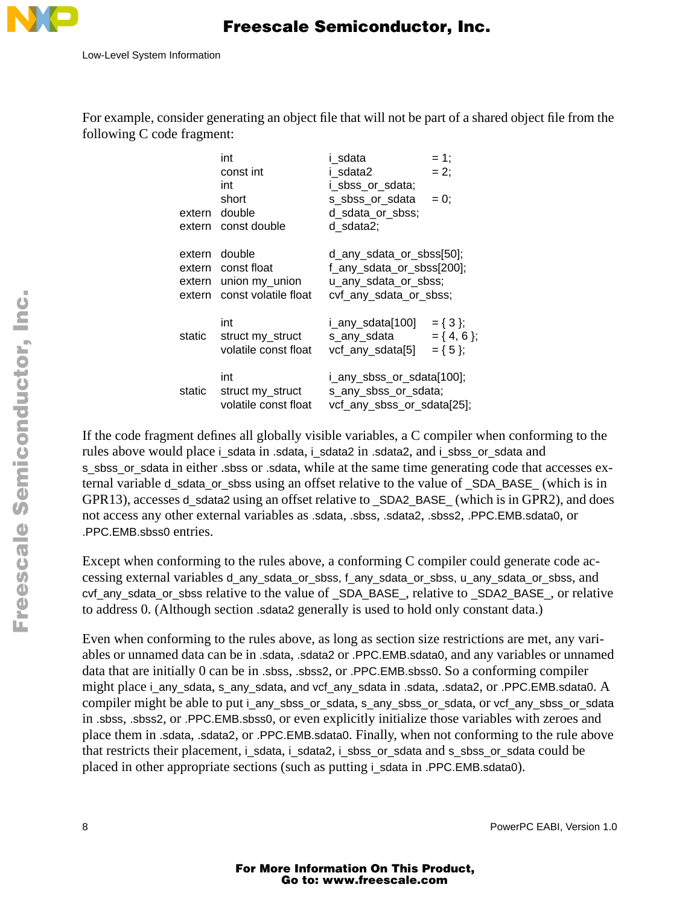For example, consider generating an object file that will not be part of a shared object file from the following C code fragment:

```
       int                  i_sdata          = 1;
       const int            i_sdata2         = 2;
       int                  i_sbss_or_sdata;
       short                s_sbss_or_sdata  = 0;
extern double               d_sdata_or_sbss;
extern const double         d_sdata2;

extern double               d_any_sdata_or_sbss[50];
extern const float          f_any_sdata_or_sbss[200];
extern union my_union       u_any_sdata_or_sbss;
extern const volatile float cvf_any_sdata_or_sbss;

       int                  i_any_sdata[100]  = { 3 };
static struct my_struct     s_any_sdata       = { 4, 6 };
       volatile const float vcf_any_sdata[5]  = { 5 };

       int                  i_any_sbss_or_sdata[100];
static struct my_struct     s_any_sbss_or_sdata;
       volatile const float vcf_any_sbss_or_sdata[25];
```

If the code fragment defines all globally visible variables, a C compiler when conforming to the rules above would place i_sdata in .sdata, i_sdata2 in .sdata2, and i_sbss_or_sdata and s_sbss_or_sdata in either .sbss or .sdata, while at the same time generating code that accesses external variable d_sdata_or_sbss using an offset relative to the value of _SDA_BASE_ (which is in GPR13), accesses d_sdata2 using an offset relative to _SDA2_BASE_ (which is in GPR2), and does not access any other external variables as .sdata, .sbss, .sdata2, .sbss2, .PPC.EMB.sdata0, or .PPC.EMB.sbss0 entries.

Except when conforming to the rules above, a conforming C compiler could generate code accessing external variables d_any_sdata_or_sbss, f_any_sdata_or_sbss, u_any_sdata_or_sbss, and cvf_any_sdata_or_sbss relative to the value of _SDA_BASE_, relative to _SDA2_BASE_, or relative to address 0. (Although section .sdata2 generally is used to hold only constant data.)

Even when conforming to the rules above, as long as section size restrictions are met, any variables or unnamed data can be in .sdata, .sdata2 or .PPC.EMB.sdata0, and any variables or unnamed data that are initially 0 can be in .sbss, .sbss2, or .PPC.EMB.sbss0. So a conforming compiler might place i_any_sdata, s_any_sdata, and vcf_any_sdata in .sdata, .sdata2, or .PPC.EMB.sdata0. A compiler might be able to put i_any_sbss_or_sdata, s_any_sbss_or_sdata, or vcf_any_sbss_or_sdata in .sbss, .sbss2, or .PPC.EMB.sbss0, or even explicitly initialize those variables with zeroes and place them in .sdata, .sdata2, or .PPC.EMB.sdata0. Finally, when not conforming to the rule above that restricts their placement, i_sdata, i_sdata2, i_sbss_or_sdata and s_sbss_or_sdata could be placed in other appropriate sections (such as putting i_sdata in .PPC.EMB.sdata0).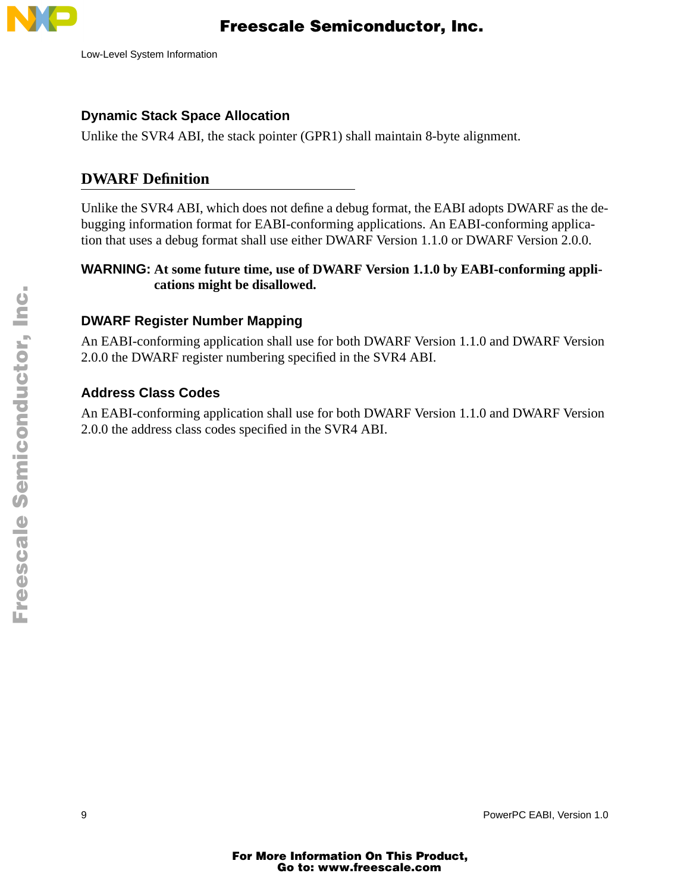### Dynamic Stack Space Allocation

Unlike the SVR4 ABI, the stack pointer (GPR1) shall maintain 8-byte alignment.

## DWARF Definition

Unlike the SVR4 ABI, which does not define a debug format, the EABI adopts DWARF as the debugging information format for EABI-conforming applications. An EABI-conforming application that uses a debug format shall use either DWARF Version 1.1.0 or DWARF Version 2.0.0.

**WARNING: At some future time, use of DWARF Version 1.1.0 by EABI-conforming applications might be disallowed.**

### DWARF Register Number Mapping

An EABI-conforming application shall use for both DWARF Version 1.1.0 and DWARF Version 2.0.0 the DWARF register numbering specified in the SVR4 ABI.

### Address Class Codes

An EABI-conforming application shall use for both DWARF Version 1.1.0 and DWARF Version 2.0.0 the address class codes specified in the SVR4 ABI.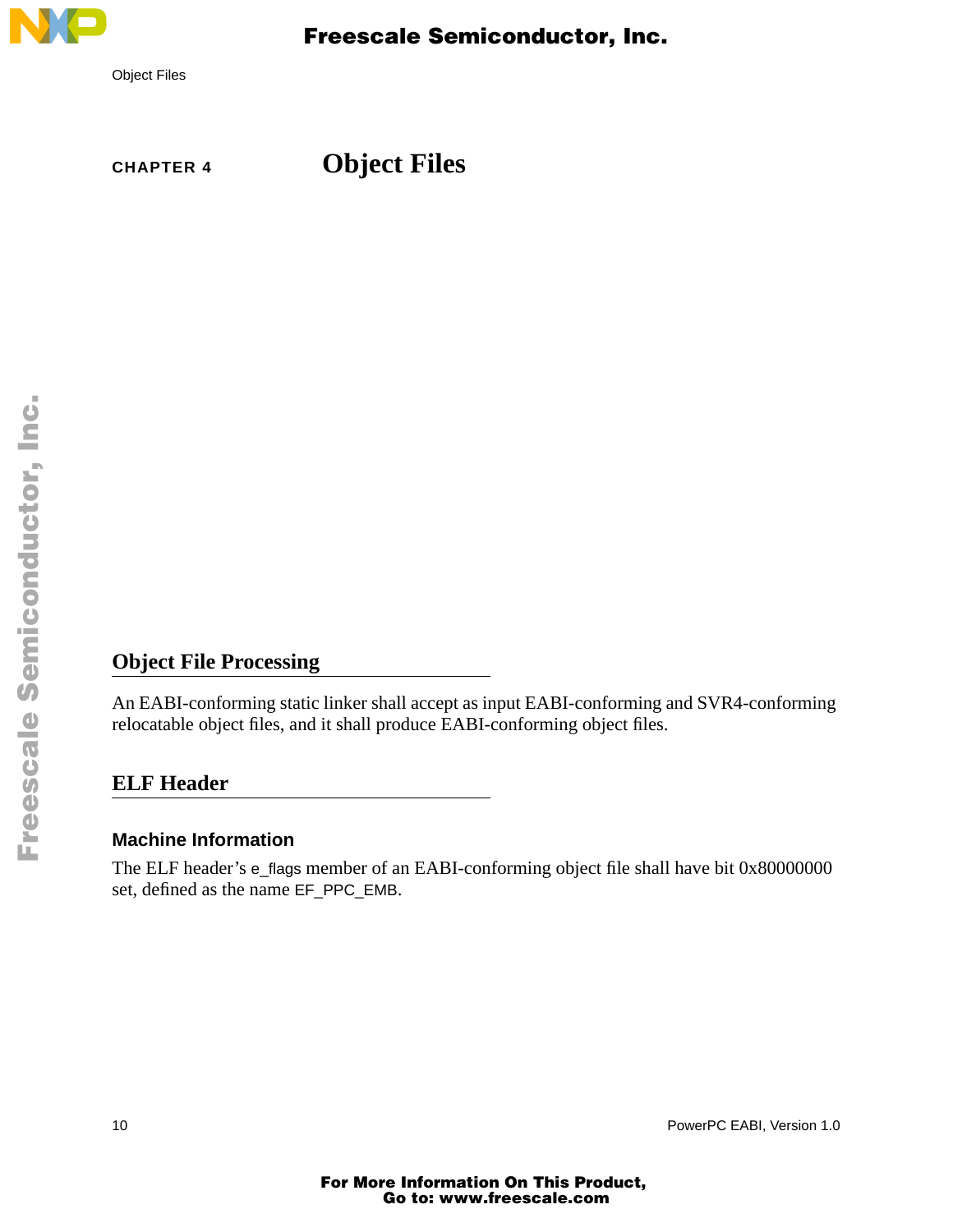# CHAPTER 4 Object Files

## Object File Processing

An EABI-conforming static linker shall accept as input EABI-conforming and SVR4-conforming relocatable object files, and it shall produce EABI-conforming object files.

## ELF Header

### Machine Information

The ELF header’s e_flags member of an EABI-conforming object file shall have bit 0x80000000 set, defined as the name EF_PPC_EMB.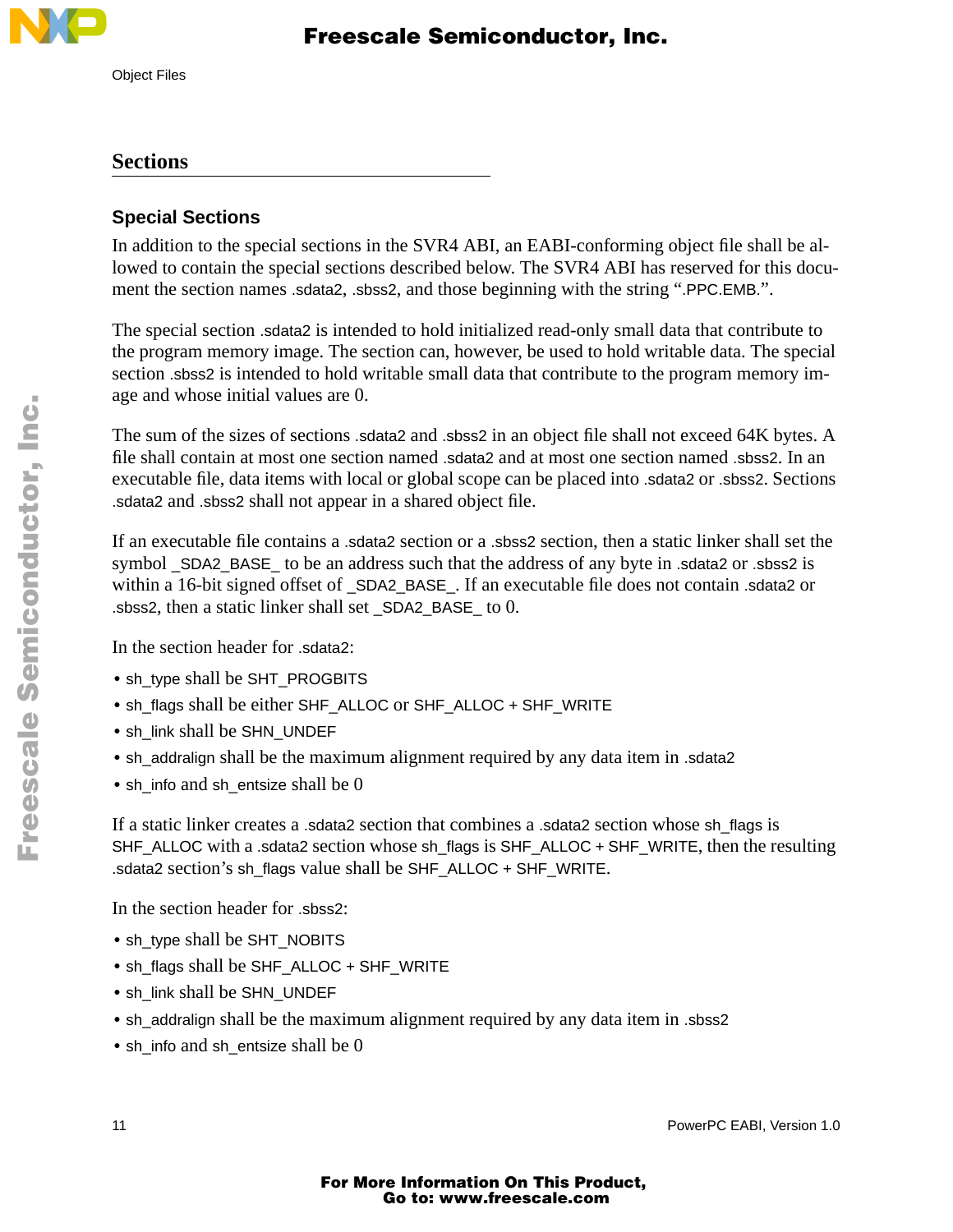## Sections

### Special Sections

In addition to the special sections in the SVR4 ABI, an EABI-conforming object file shall be allowed to contain the special sections described below. The SVR4 ABI has reserved for this document the section names .sdata2, .sbss2, and those beginning with the string ".PPC.EMB.".

The special section .sdata2 is intended to hold initialized read-only small data that contribute to the program memory image. The section can, however, be used to hold writable data. The special section .sbss2 is intended to hold writable small data that contribute to the program memory image and whose initial values are 0.

The sum of the sizes of sections .sdata2 and .sbss2 in an object file shall not exceed 64K bytes. A file shall contain at most one section named .sdata2 and at most one section named .sbss2. In an executable file, data items with local or global scope can be placed into .sdata2 or .sbss2. Sections .sdata2 and .sbss2 shall not appear in a shared object file.

If an executable file contains a .sdata2 section or a .sbss2 section, then a static linker shall set the symbol _SDA2_BASE_ to be an address such that the address of any byte in .sdata2 or .sbss2 is within a 16-bit signed offset of _SDA2_BASE_. If an executable file does not contain .sdata2 or .sbss2, then a static linker shall set _SDA2_BASE_ to 0.

In the section header for .sdata2:

- sh_type shall be SHT_PROGBITS
- sh_flags shall be either SHF_ALLOC or SHF_ALLOC + SHF_WRITE
- sh_link shall be SHN_UNDEF
- sh_addralign shall be the maximum alignment required by any data item in .sdata2
- sh_info and sh_entsize shall be 0

If a static linker creates a .sdata2 section that combines a .sdata2 section whose sh_flags is SHF_ALLOC with a .sdata2 section whose sh_flags is SHF_ALLOC + SHF_WRITE, then the resulting .sdata2 section's sh_flags value shall be SHF_ALLOC + SHF_WRITE.

In the section header for .sbss2:

- sh_type shall be SHT_NOBITS
- sh_flags shall be SHF_ALLOC + SHF_WRITE
- sh_link shall be SHN_UNDEF
- sh_addralign shall be the maximum alignment required by any data item in .sbss2
- sh_info and sh_entsize shall be 0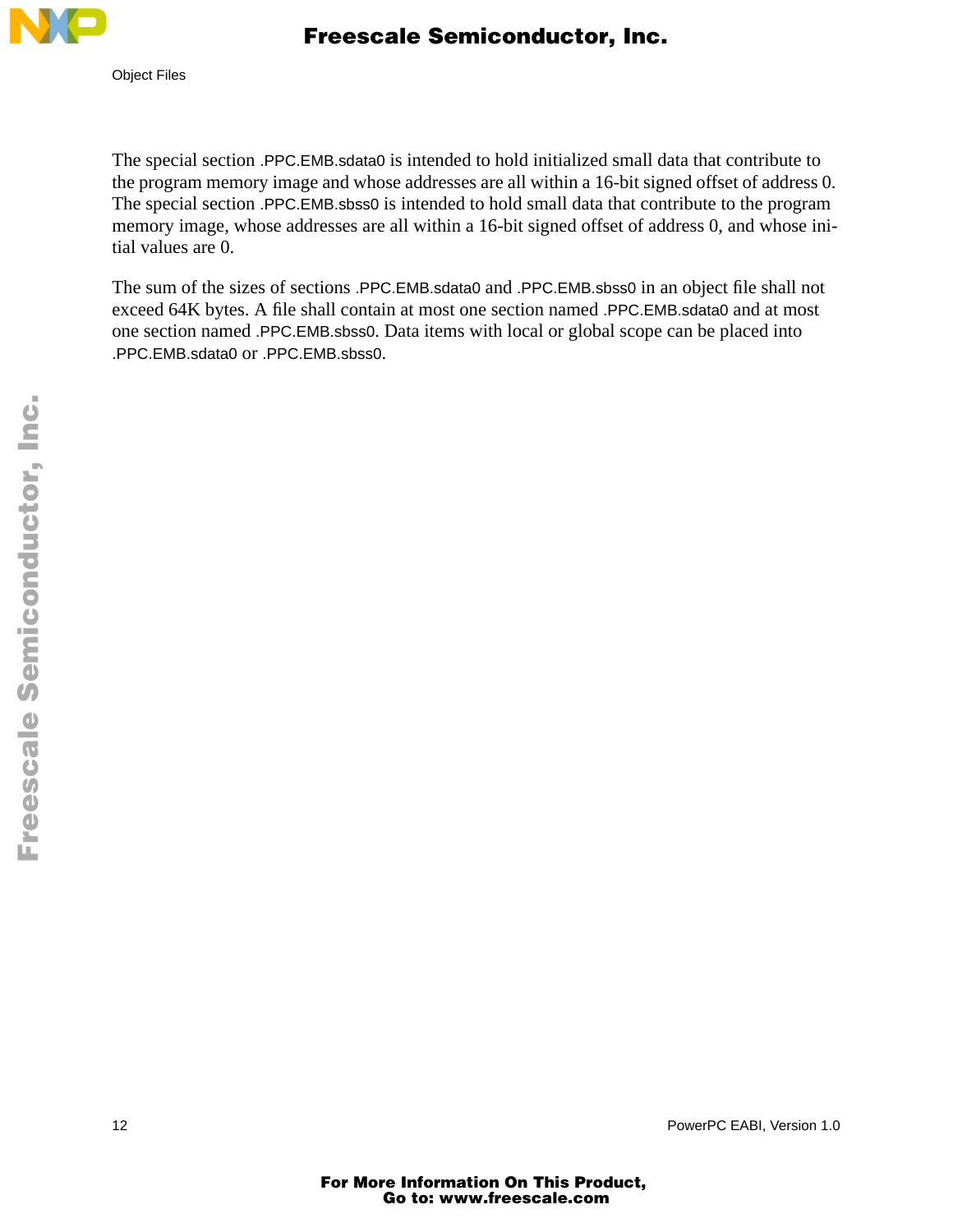The special section .PPC.EMB.sdata0 is intended to hold initialized small data that contribute to the program memory image and whose addresses are all within a 16-bit signed offset of address 0. The special section .PPC.EMB.sbss0 is intended to hold small data that contribute to the program memory image, whose addresses are all within a 16-bit signed offset of address 0, and whose initial values are 0.

The sum of the sizes of sections .PPC.EMB.sdata0 and .PPC.EMB.sbss0 in an object file shall not exceed 64K bytes. A file shall contain at most one section named .PPC.EMB.sdata0 and at most one section named .PPC.EMB.sbss0. Data items with local or global scope can be placed into .PPC.EMB.sdata0 or .PPC.EMB.sbss0.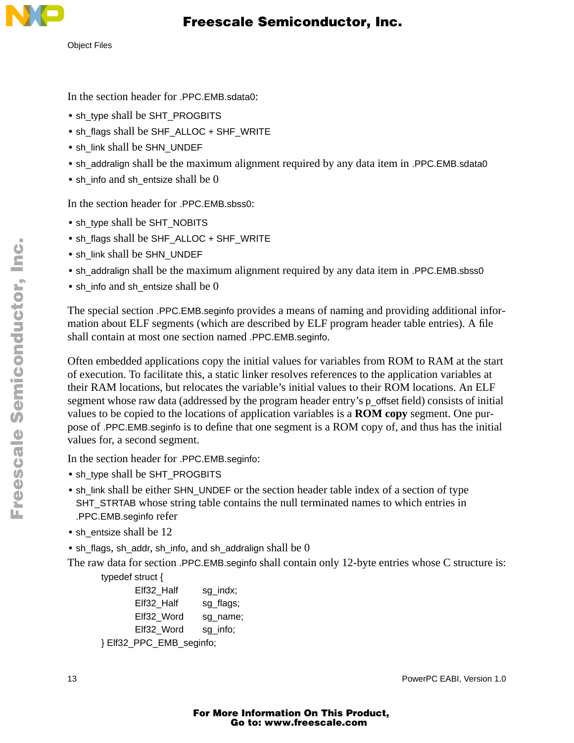In the section header for .PPC.EMB.sdata0:

- sh_type shall be SHT_PROGBITS
- sh_flags shall be SHF_ALLOC + SHF_WRITE
- sh_link shall be SHN_UNDEF
- sh_addralign shall be the maximum alignment required by any data item in .PPC.EMB.sdata0
- sh_info and sh_entsize shall be 0

In the section header for .PPC.EMB.sbss0:

- sh_type shall be SHT_NOBITS
- sh_flags shall be SHF_ALLOC + SHF_WRITE
- sh_link shall be SHN_UNDEF
- sh_addralign shall be the maximum alignment required by any data item in .PPC.EMB.sbss0
- sh_info and sh_entsize shall be 0

The special section .PPC.EMB.seginfo provides a means of naming and providing additional information about ELF segments (which are described by ELF program header table entries). A file shall contain at most one section named .PPC.EMB.seginfo.

Often embedded applications copy the initial values for variables from ROM to RAM at the start of execution. To facilitate this, a static linker resolves references to the application variables at their RAM locations, but relocates the variable's initial values to their ROM locations. An ELF segment whose raw data (addressed by the program header entry's p_offset field) consists of initial values to be copied to the locations of application variables is a **ROM copy** segment. One purpose of .PPC.EMB.seginfo is to define that one segment is a ROM copy of, and thus has the initial values for, a second segment.

In the section header for .PPC.EMB.seginfo:

- sh_type shall be SHT_PROGBITS
- sh_link shall be either SHN_UNDEF or the section header table index of a section of type SHT_STRTAB whose string table contains the null terminated names to which entries in .PPC.EMB.seginfo refer
- sh_entsize shall be 12
- sh_flags, sh_addr, sh_info, and sh_addralign shall be 0

The raw data for section .PPC.EMB.seginfo shall contain only 12-byte entries whose C structure is:

```
typedef struct {
        Elf32_Half      sg_indx;
        Elf32_Half      sg_flags;
        Elf32_Word      sg_name;
        Elf32_Word      sg_info;
} Elf32_PPC_EMB_seginfo;
```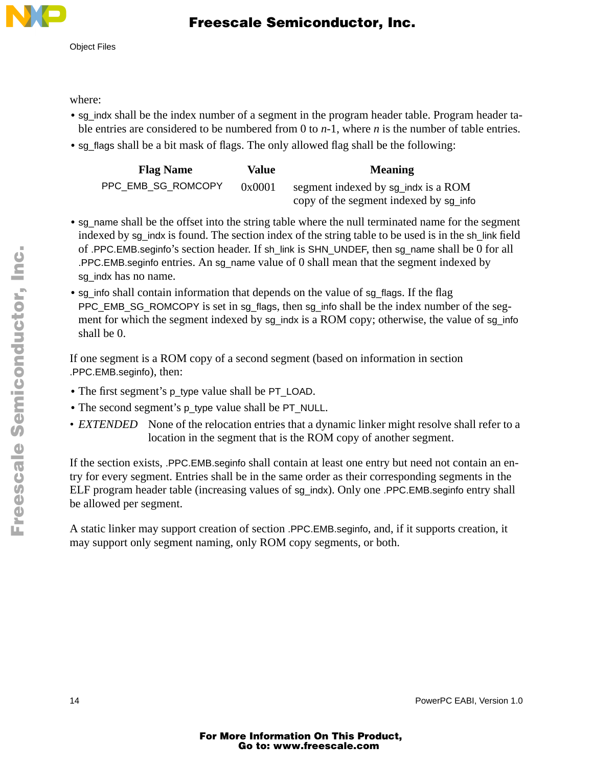where:

- sg_indx shall be the index number of a segment in the program header table. Program header table entries are considered to be numbered from 0 to *n*-1, where *n* is the number of table entries.
- sg_flags shall be a bit mask of flags. The only allowed flag shall be the following:

| Flag Name | Value | Meaning |
|---|---|---|
| PPC_EMB_SG_ROMCOPY | 0x0001 | segment indexed by sg_indx is a ROM copy of the segment indexed by sg_info |

- sg_name shall be the offset into the string table where the null terminated name for the segment indexed by sg_indx is found. The section index of the string table to be used is in the sh_link field of .PPC.EMB.seginfo's section header. If sh_link is SHN_UNDEF, then sg_name shall be 0 for all .PPC.EMB.seginfo entries. An sg_name value of 0 shall mean that the segment indexed by sg_indx has no name.
- sg_info shall contain information that depends on the value of sg_flags. If the flag PPC_EMB_SG_ROMCOPY is set in sg_flags, then sg_info shall be the index number of the segment for which the segment indexed by sg_indx is a ROM copy; otherwise, the value of sg_info shall be 0.

If one segment is a ROM copy of a second segment (based on information in section .PPC.EMB.seginfo), then:

- The first segment's p_type value shall be PT_LOAD.
- The second segment's p_type value shall be PT_NULL.
- *EXTENDED* None of the relocation entries that a dynamic linker might resolve shall refer to a location in the segment that is the ROM copy of another segment.

If the section exists, .PPC.EMB.seginfo shall contain at least one entry but need not contain an entry for every segment. Entries shall be in the same order as their corresponding segments in the ELF program header table (increasing values of sg_indx). Only one .PPC.EMB.seginfo entry shall be allowed per segment.

A static linker may support creation of section .PPC.EMB.seginfo, and, if it supports creation, it may support only segment naming, only ROM copy segments, or both.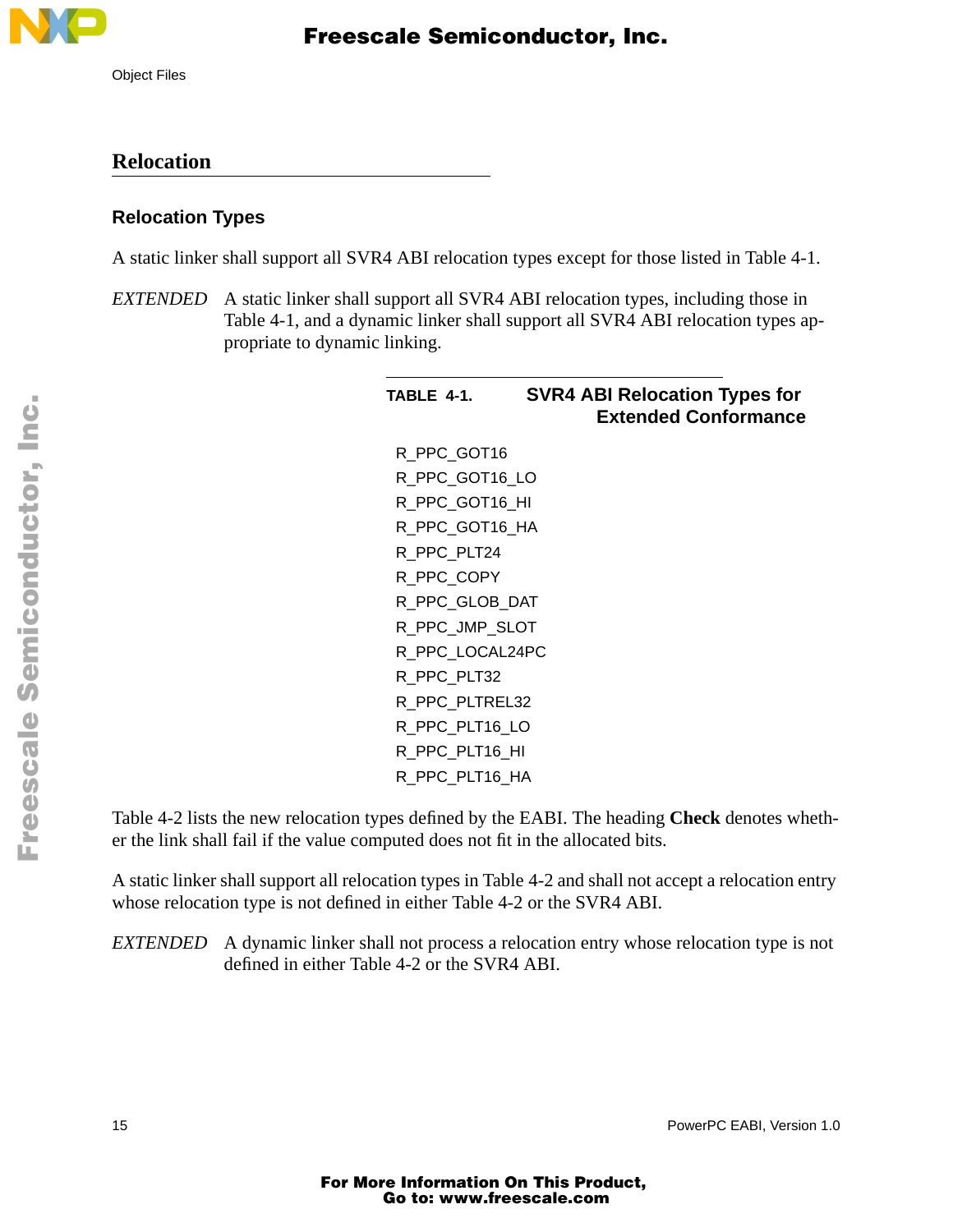## Relocation

### Relocation Types

A static linker shall support all SVR4 ABI relocation types except for those listed in Table 4-1.

*EXTENDED* A static linker shall support all SVR4 ABI relocation types, including those in Table 4-1, and a dynamic linker shall support all SVR4 ABI relocation types appropriate to dynamic linking.

**TABLE 4-1. SVR4 ABI Relocation Types for Extended Conformance**

| |
|---|
| R_PPC_GOT16 |
| R_PPC_GOT16_LO |
| R_PPC_GOT16_HI |
| R_PPC_GOT16_HA |
| R_PPC_PLT24 |
| R_PPC_COPY |
| R_PPC_GLOB_DAT |
| R_PPC_JMP_SLOT |
| R_PPC_LOCAL24PC |
| R_PPC_PLT32 |
| R_PPC_PLTREL32 |
| R_PPC_PLT16_LO |
| R_PPC_PLT16_HI |
| R_PPC_PLT16_HA |

Table 4-2 lists the new relocation types defined by the EABI. The heading **Check** denotes whether the link shall fail if the value computed does not fit in the allocated bits.

A static linker shall support all relocation types in Table 4-2 and shall not accept a relocation entry whose relocation type is not defined in either Table 4-2 or the SVR4 ABI.

*EXTENDED* A dynamic linker shall not process a relocation entry whose relocation type is not defined in either Table 4-2 or the SVR4 ABI.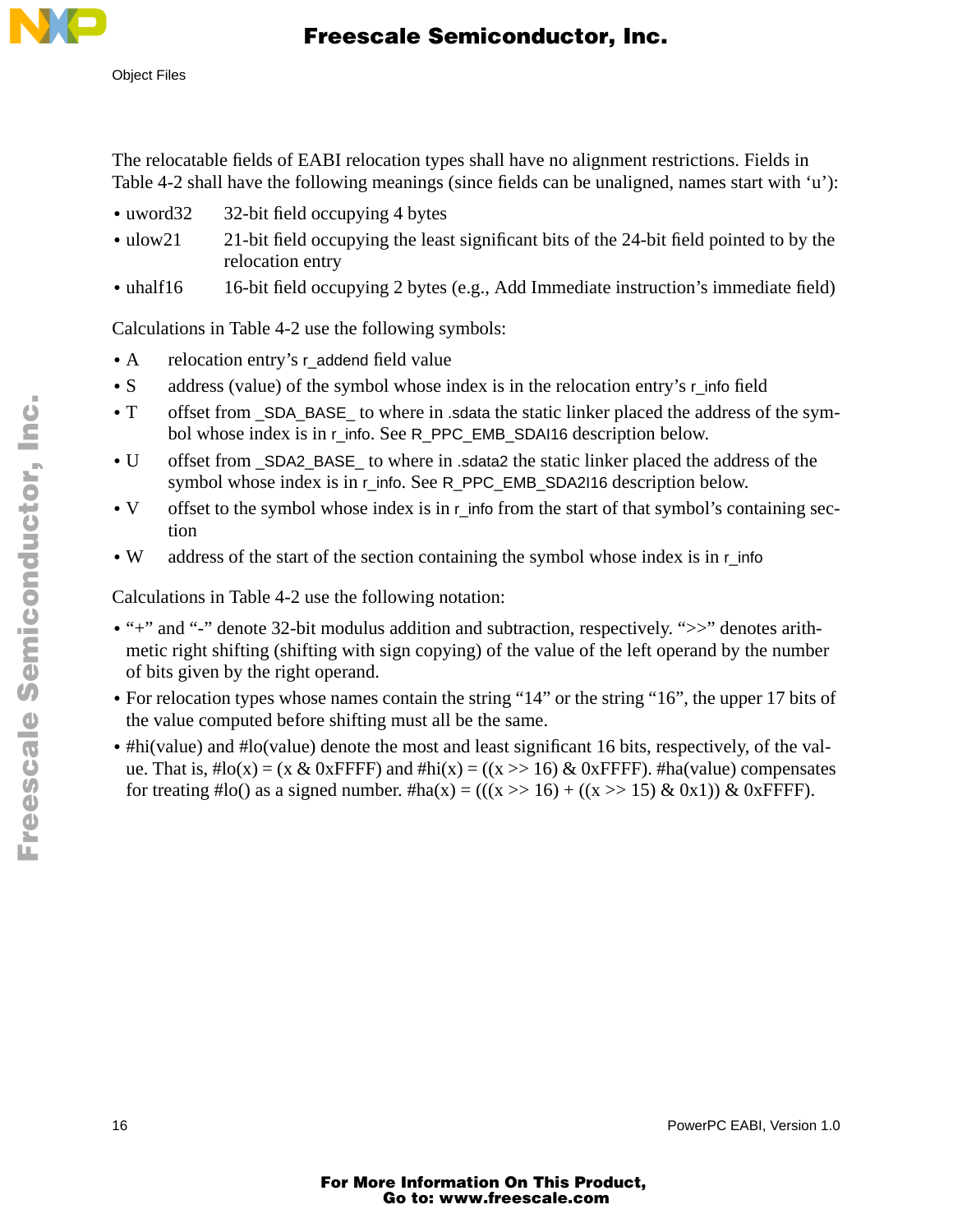The relocatable fields of EABI relocation types shall have no alignment restrictions. Fields in Table 4-2 shall have the following meanings (since fields can be unaligned, names start with ‘u’):

- uword32 — 32-bit field occupying 4 bytes
- ulow21 — 21-bit field occupying the least significant bits of the 24-bit field pointed to by the relocation entry
- uhalf16 — 16-bit field occupying 2 bytes (e.g., Add Immediate instruction’s immediate field)

Calculations in Table 4-2 use the following symbols:

- A — relocation entry’s r_addend field value
- S — address (value) of the symbol whose index is in the relocation entry’s r_info field
- T — offset from _SDA_BASE_ to where in .sdata the static linker placed the address of the symbol whose index is in r_info. See R_PPC_EMB_SDAI16 description below.
- U — offset from _SDA2_BASE_ to where in .sdata2 the static linker placed the address of the symbol whose index is in r_info. See R_PPC_EMB_SDA2I16 description below.
- V — offset to the symbol whose index is in r_info from the start of that symbol’s containing section
- W — address of the start of the section containing the symbol whose index is in r_info

Calculations in Table 4-2 use the following notation:

- “+” and “-” denote 32-bit modulus addition and subtraction, respectively. “>>” denotes arithmetic right shifting (shifting with sign copying) of the value of the left operand by the number of bits given by the right operand.
- For relocation types whose names contain the string “14” or the string “16”, the upper 17 bits of the value computed before shifting must all be the same.
- #hi(value) and #lo(value) denote the most and least significant 16 bits, respectively, of the value. That is, #lo(x) = (x & 0xFFFF) and #hi(x) = ((x >> 16) & 0xFFFF). #ha(value) compensates for treating #lo() as a signed number. #ha(x) = (((x >> 16) + ((x >> 15) & 0x1)) & 0xFFFF).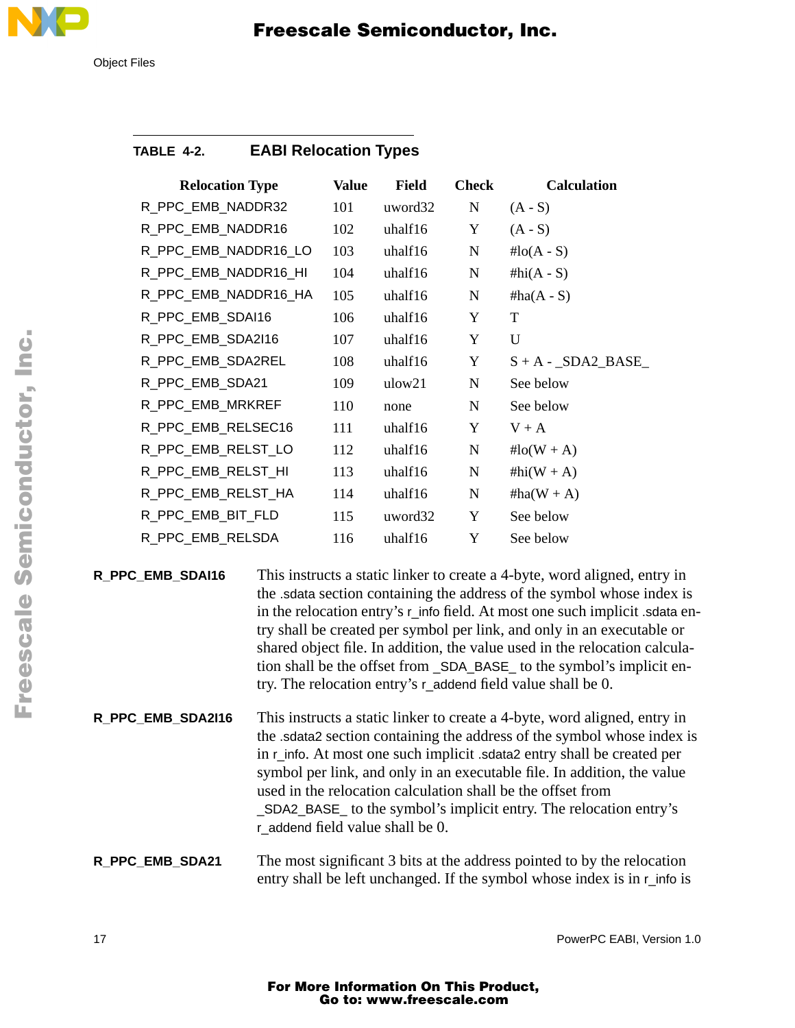**TABLE 4-2. EABI Relocation Types**

| Relocation Type | Value | Field | Check | Calculation |
|---|---|---|---|---|
| R_PPC_EMB_NADDR32 | 101 | uword32 | N | (A - S) |
| R_PPC_EMB_NADDR16 | 102 | uhalf16 | Y | (A - S) |
| R_PPC_EMB_NADDR16_LO | 103 | uhalf16 | N | #lo(A - S) |
| R_PPC_EMB_NADDR16_HI | 104 | uhalf16 | N | #hi(A - S) |
| R_PPC_EMB_NADDR16_HA | 105 | uhalf16 | N | #ha(A - S) |
| R_PPC_EMB_SDAI16 | 106 | uhalf16 | Y | T |
| R_PPC_EMB_SDA2I16 | 107 | uhalf16 | Y | U |
| R_PPC_EMB_SDA2REL | 108 | uhalf16 | Y | S + A - _SDA2_BASE_ |
| R_PPC_EMB_SDA21 | 109 | ulow21 | N | See below |
| R_PPC_EMB_MRKREF | 110 | none | N | See below |
| R_PPC_EMB_RELSEC16 | 111 | uhalf16 | Y | V + A |
| R_PPC_EMB_RELST_LO | 112 | uhalf16 | N | #lo(W + A) |
| R_PPC_EMB_RELST_HI | 113 | uhalf16 | N | #hi(W + A) |
| R_PPC_EMB_RELST_HA | 114 | uhalf16 | N | #ha(W + A) |
| R_PPC_EMB_BIT_FLD | 115 | uword32 | Y | See below |
| R_PPC_EMB_RELSDA | 116 | uhalf16 | Y | See below |

**R_PPC_EMB_SDAI16** This instructs a static linker to create a 4-byte, word aligned, entry in the .sdata section containing the address of the symbol whose index is in the relocation entry's r_info field. At most one such implicit .sdata entry shall be created per symbol per link, and only in an executable or shared object file. In addition, the value used in the relocation calculation shall be the offset from _SDA_BASE_ to the symbol's implicit entry. The relocation entry's r_addend field value shall be 0.

**R_PPC_EMB_SDA2I16** This instructs a static linker to create a 4-byte, word aligned, entry in the .sdata2 section containing the address of the symbol whose index is in r_info. At most one such implicit .sdata2 entry shall be created per symbol per link, and only in an executable file. In addition, the value used in the relocation calculation shall be the offset from _SDA2_BASE_ to the symbol's implicit entry. The relocation entry's r_addend field value shall be 0.

**R_PPC_EMB_SDA21** The most significant 3 bits at the address pointed to by the relocation entry shall be left unchanged. If the symbol whose index is in r_info is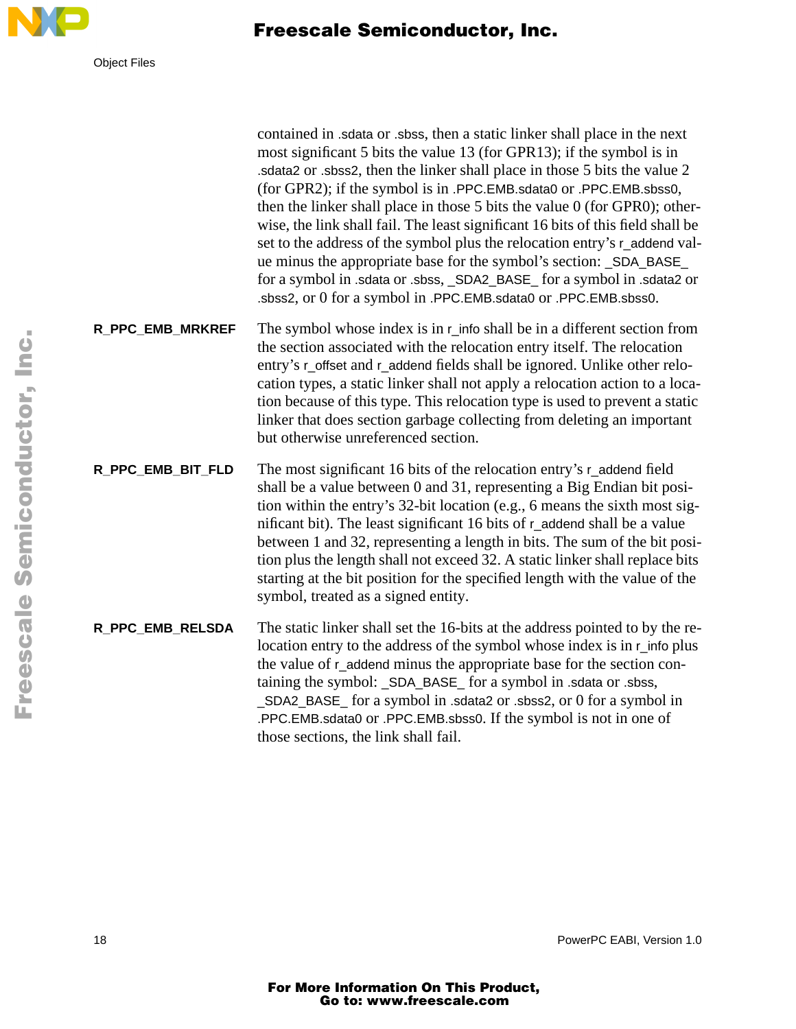contained in .sdata or .sbss, then a static linker shall place in the next most significant 5 bits the value 13 (for GPR13); if the symbol is in .sdata2 or .sbss2, then the linker shall place in those 5 bits the value 2 (for GPR2); if the symbol is in .PPC.EMB.sdata0 or .PPC.EMB.sbss0, then the linker shall place in those 5 bits the value 0 (for GPR0); otherwise, the link shall fail. The least significant 16 bits of this field shall be set to the address of the symbol plus the relocation entry's r_addend value minus the appropriate base for the symbol's section: _SDA_BASE_ for a symbol in .sdata or .sbss, _SDA2_BASE_ for a symbol in .sdata2 or .sbss2, or 0 for a symbol in .PPC.EMB.sdata0 or .PPC.EMB.sbss0.

**R_PPC_EMB_MRKREF** The symbol whose index is in r_info shall be in a different section from the section associated with the relocation entry itself. The relocation entry's r_offset and r_addend fields shall be ignored. Unlike other relocation types, a static linker shall not apply a relocation action to a location because of this type. This relocation type is used to prevent a static linker that does section garbage collecting from deleting an important but otherwise unreferenced section.

**R_PPC_EMB_BIT_FLD** The most significant 16 bits of the relocation entry's r_addend field shall be a value between 0 and 31, representing a Big Endian bit position within the entry's 32-bit location (e.g., 6 means the sixth most significant bit). The least significant 16 bits of r_addend shall be a value between 1 and 32, representing a length in bits. The sum of the bit position plus the length shall not exceed 32. A static linker shall replace bits starting at the bit position for the specified length with the value of the symbol, treated as a signed entity.

**R_PPC_EMB_RELSDA** The static linker shall set the 16-bits at the address pointed to by the relocation entry to the address of the symbol whose index is in r_info plus the value of r_addend minus the appropriate base for the section containing the symbol: _SDA_BASE_ for a symbol in .sdata or .sbss, _SDA2_BASE_ for a symbol in .sdata2 or .sbss2, or 0 for a symbol in .PPC.EMB.sdata0 or .PPC.EMB.sbss0. If the symbol is not in one of those sections, the link shall fail.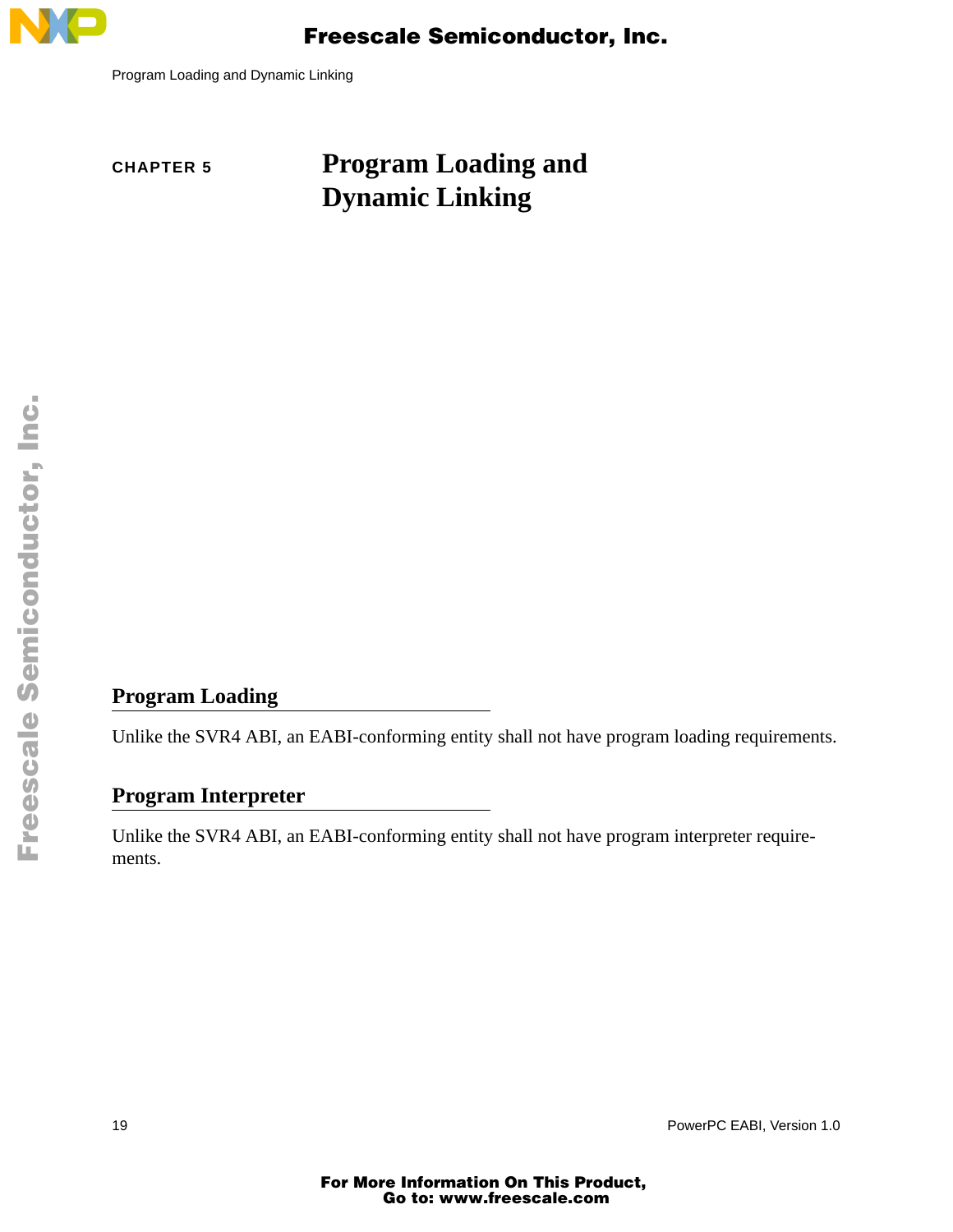# CHAPTER 5 Program Loading and Dynamic Linking

## Program Loading

Unlike the SVR4 ABI, an EABI-conforming entity shall not have program loading requirements.

## Program Interpreter

Unlike the SVR4 ABI, an EABI-conforming entity shall not have program interpreter requirements.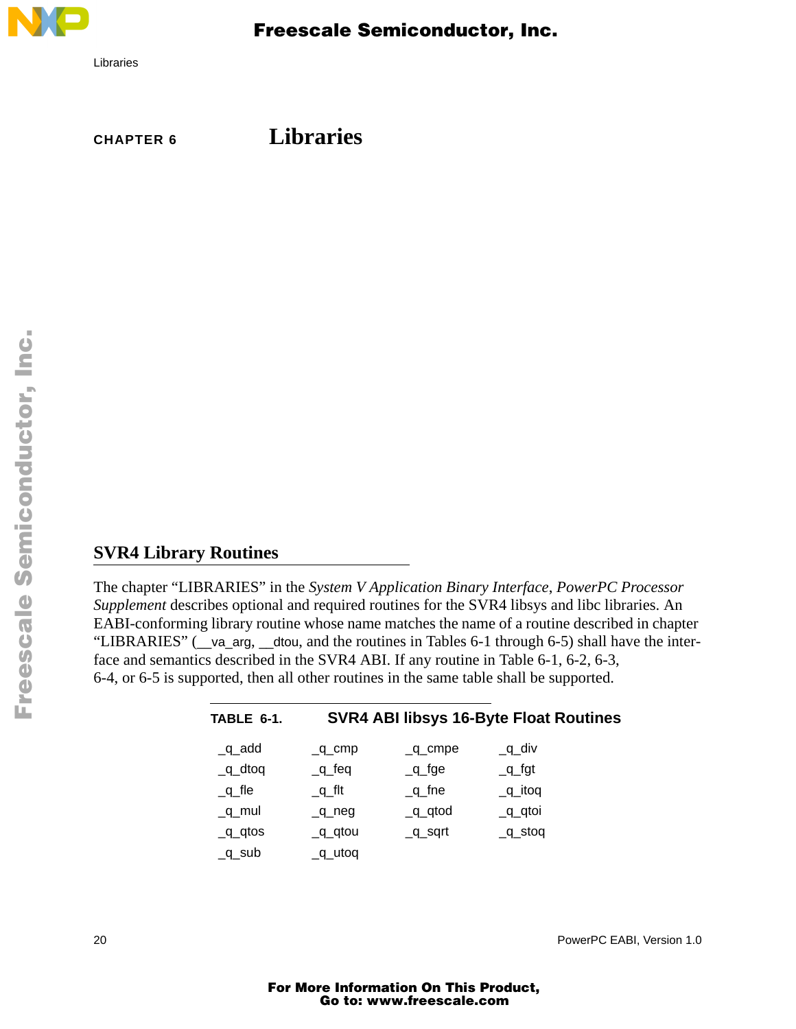# CHAPTER 6 Libraries

## SVR4 Library Routines

The chapter "LIBRARIES" in the *System V Application Binary Interface*, *PowerPC Processor Supplement* describes optional and required routines for the SVR4 libsys and libc libraries. An EABI-conforming library routine whose name matches the name of a routine described in chapter "LIBRARIES" (__va_arg, __dtou, and the routines in Tables 6-1 through 6-5) shall have the interface and semantics described in the SVR4 ABI. If any routine in Table 6-1, 6-2, 6-3, 6-4, or 6-5 is supported, then all other routines in the same table shall be supported.

**TABLE 6-1. SVR4 ABI libsys 16-Byte Float Routines**

| | | | |
|---|---|---|---|
| _q_add | _q_cmp | _q_cmpe | _q_div |
| _q_dtoq | _q_feq | _q_fge | _q_fgt |
| _q_fle | _q_flt | _q_fne | _q_itoq |
| _q_mul | _q_neg | _q_qtod | _q_qtoi |
| _q_qtos | _q_qtou | _q_sqrt | _q_stoq |
| _q_sub | _q_utoq | | |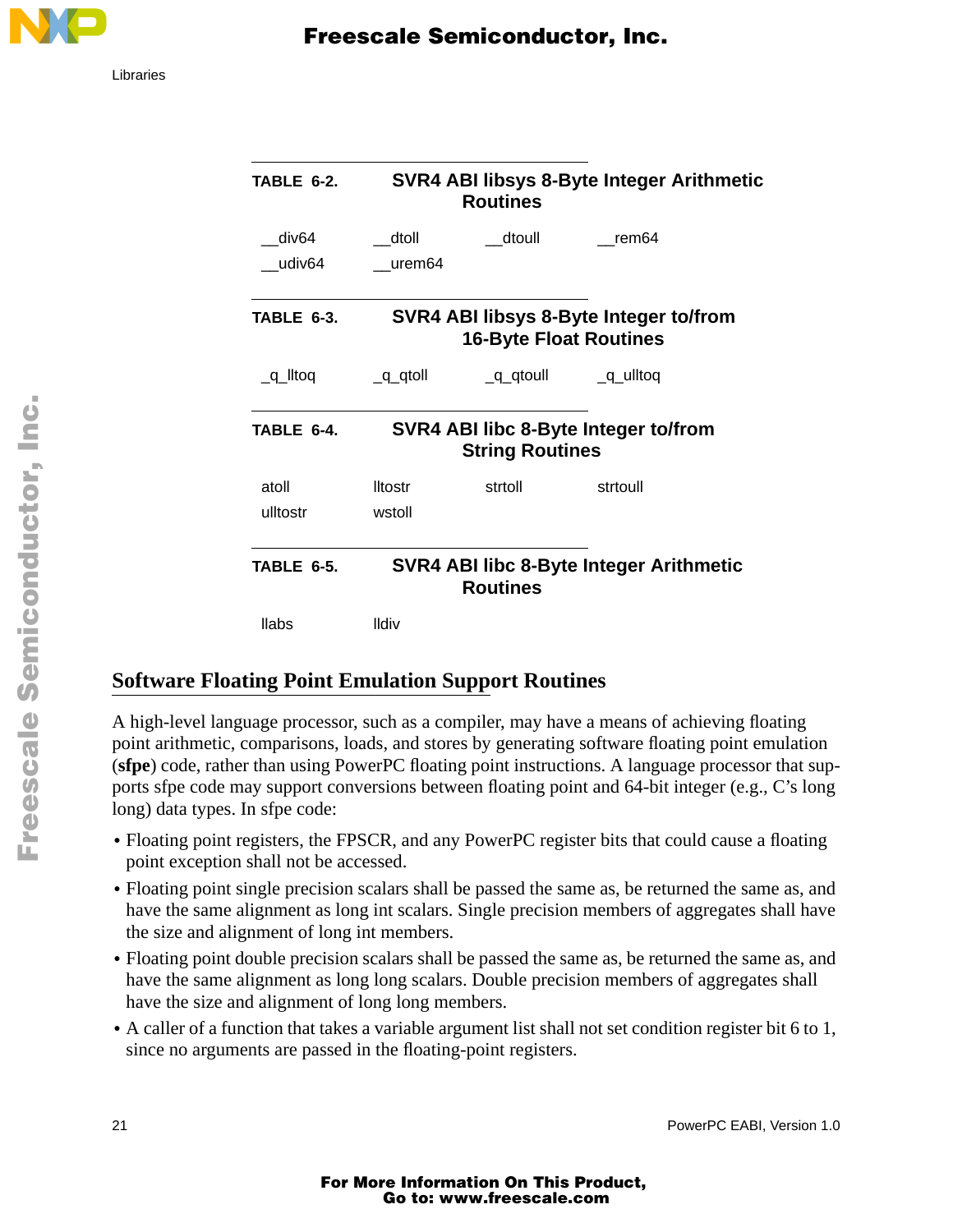**TABLE 6-2. SVR4 ABI libsys 8-Byte Integer Arithmetic Routines**

| | | | |
|---|---|---|---|
| __div64 | __dtoll | __dtoull | __rem64 |
| __udiv64 | __urem64 | | |

**TABLE 6-3. SVR4 ABI libsys 8-Byte Integer to/from 16-Byte Float Routines**

| | | | |
|---|---|---|---|
| _q_lltoq | _q_qtoll | _q_qtoull | _q_ulltoq |

**TABLE 6-4. SVR4 ABI libc 8-Byte Integer to/from String Routines**

| | | | |
|---|---|---|---|
| atoll | lltostr | strtoll | strtoull |
| ulltostr | wstoll | | |

**TABLE 6-5. SVR4 ABI libc 8-Byte Integer Arithmetic Routines**

| | |
|---|---|
| llabs | lldiv |

## Software Floating Point Emulation Support Routines

A high-level language processor, such as a compiler, may have a means of achieving floating point arithmetic, comparisons, loads, and stores by generating software floating point emulation (**sfpe**) code, rather than using PowerPC floating point instructions. A language processor that supports sfpe code may support conversions between floating point and 64-bit integer (e.g., C's long long) data types. In sfpe code:

- Floating point registers, the FPSCR, and any PowerPC register bits that could cause a floating point exception shall not be accessed.
- Floating point single precision scalars shall be passed the same as, be returned the same as, and have the same alignment as long int scalars. Single precision members of aggregates shall have the size and alignment of long int members.
- Floating point double precision scalars shall be passed the same as, be returned the same as, and have the same alignment as long long scalars. Double precision members of aggregates shall have the size and alignment of long long members.
- A caller of a function that takes a variable argument list shall not set condition register bit 6 to 1, since no arguments are passed in the floating-point registers.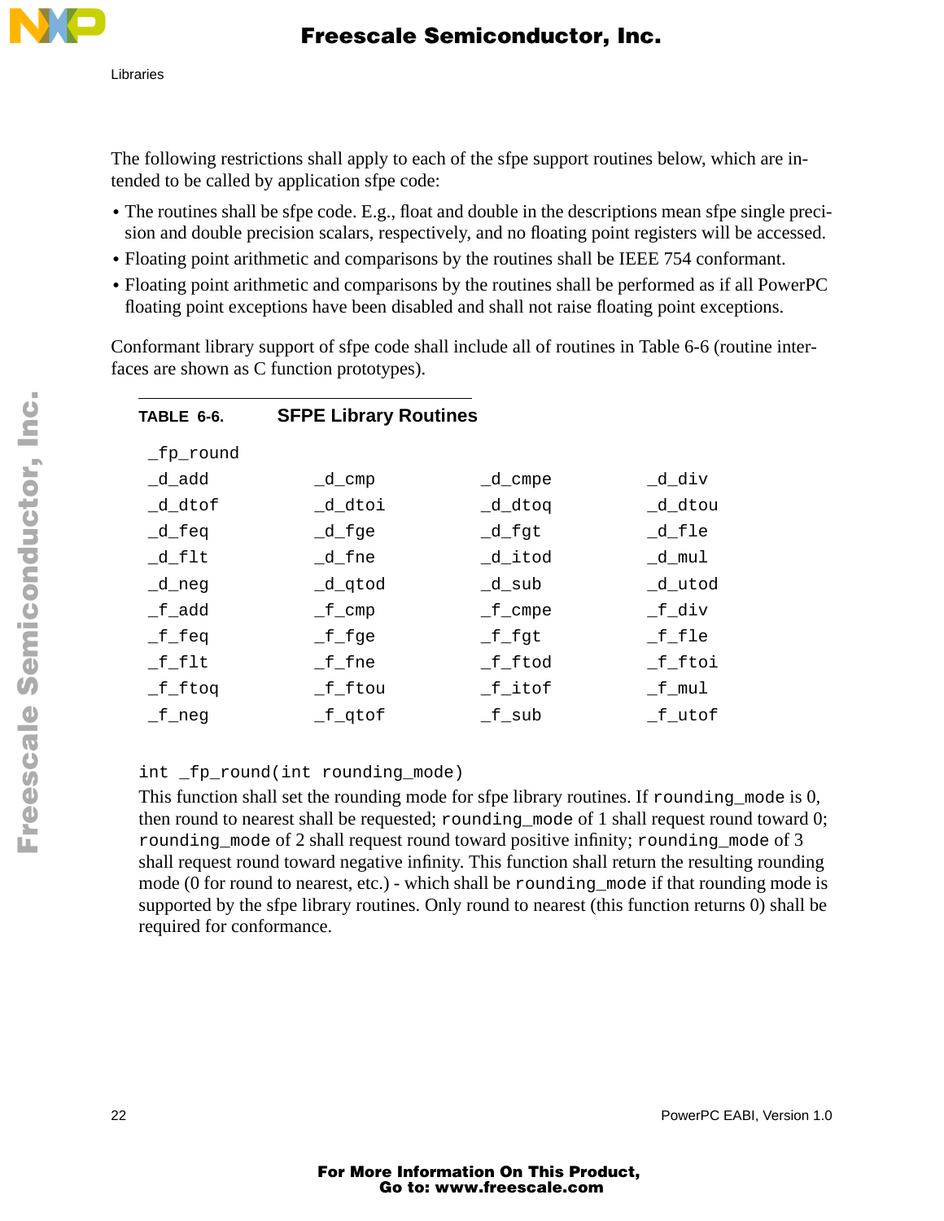The following restrictions shall apply to each of the sfpe support routines below, which are intended to be called by application sfpe code:

- The routines shall be sfpe code. E.g., float and double in the descriptions mean sfpe single precision and double precision scalars, respectively, and no floating point registers will be accessed.
- Floating point arithmetic and comparisons by the routines shall be IEEE 754 conformant.
- Floating point arithmetic and comparisons by the routines shall be performed as if all PowerPC floating point exceptions have been disabled and shall not raise floating point exceptions.

Conformant library support of sfpe code shall include all of routines in Table 6-6 (routine interfaces are shown as C function prototypes).

**TABLE 6-6. SFPE Library Routines**

| | | | |
|---|---|---|---|
| `_fp_round` | | | |
| `_d_add` | `_d_cmp` | `_d_cmpe` | `_d_div` |
| `_d_dtof` | `_d_dtoi` | `_d_dtoq` | `_d_dtou` |
| `_d_feq` | `_d_fge` | `_d_fgt` | `_d_fle` |
| `_d_flt` | `_d_fne` | `_d_itod` | `_d_mul` |
| `_d_neg` | `_d_qtod` | `_d_sub` | `_d_utod` |
| `_f_add` | `_f_cmp` | `_f_cmpe` | `_f_div` |
| `_f_feq` | `_f_fge` | `_f_fgt` | `_f_fle` |
| `_f_flt` | `_f_fne` | `_f_ftod` | `_f_ftoi` |
| `_f_ftoq` | `_f_ftou` | `_f_itof` | `_f_mul` |
| `_f_neg` | `_f_qtof` | `_f_sub` | `_f_utof` |

```
int _fp_round(int rounding_mode)
```

This function shall set the rounding mode for sfpe library routines. If `rounding_mode` is 0, then round to nearest shall be requested; `rounding_mode` of 1 shall request round toward 0; `rounding_mode` of 2 shall request round toward positive infinity; `rounding_mode` of 3 shall request round toward negative infinity. This function shall return the resulting rounding mode (0 for round to nearest, etc.) - which shall be `rounding_mode` if that rounding mode is supported by the sfpe library routines. Only round to nearest (this function returns 0) shall be required for conformance.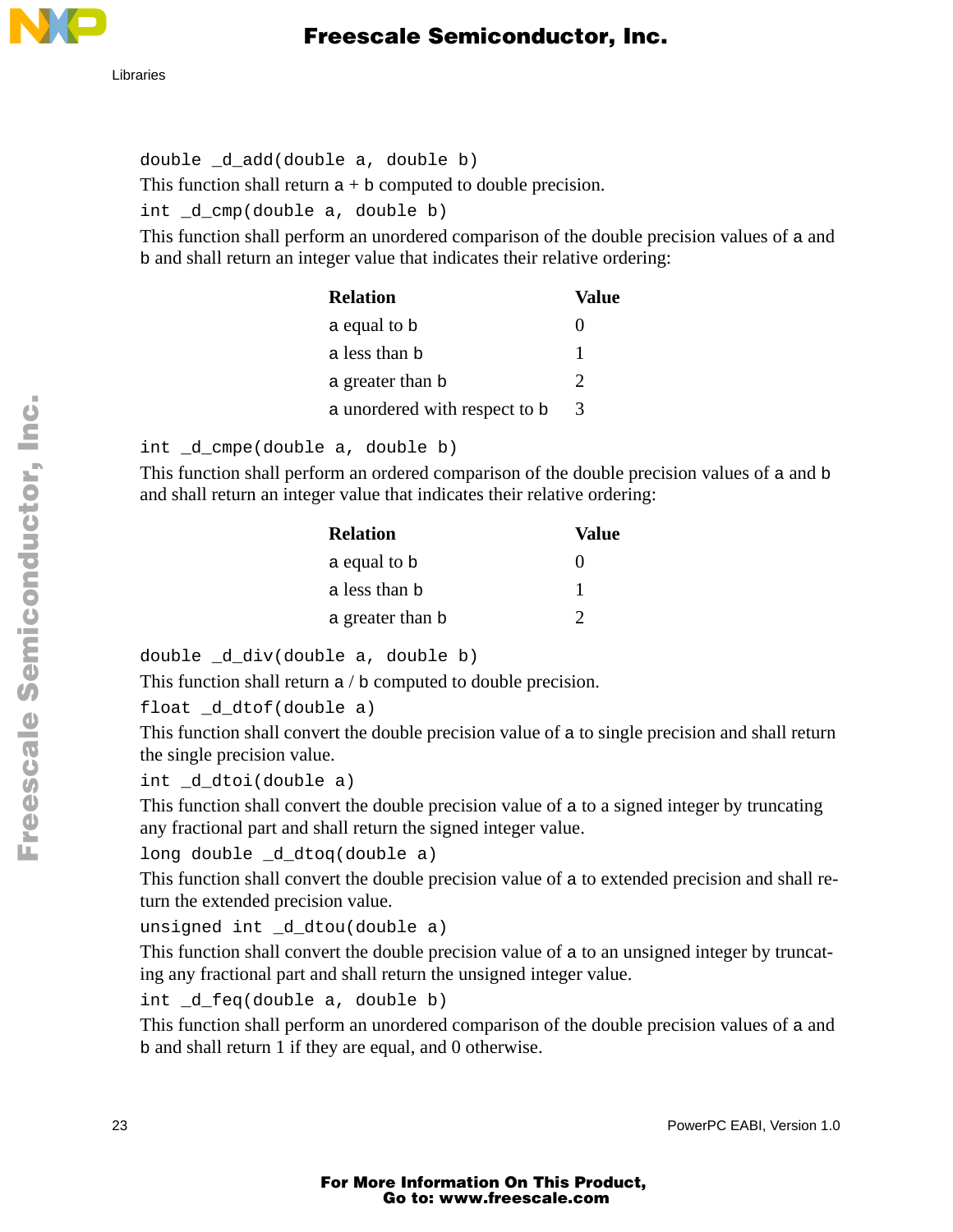```
double _d_add(double a, double b)
```

This function shall return a + b computed to double precision.

```
int _d_cmp(double a, double b)
```

This function shall perform an unordered comparison of the double precision values of a and b and shall return an integer value that indicates their relative ordering:

| Relation | Value |
|---|---|
| a equal to b | 0 |
| a less than b | 1 |
| a greater than b | 2 |
| a unordered with respect to b | 3 |

```
int _d_cmpe(double a, double b)
```

This function shall perform an ordered comparison of the double precision values of a and b and shall return an integer value that indicates their relative ordering:

| Relation | Value |
|---|---|
| a equal to b | 0 |
| a less than b | 1 |
| a greater than b | 2 |

```
double _d_div(double a, double b)
```

This function shall return a / b computed to double precision.

```
float _d_dtof(double a)
```

This function shall convert the double precision value of a to single precision and shall return the single precision value.

```
int _d_dtoi(double a)
```

This function shall convert the double precision value of a to a signed integer by truncating any fractional part and shall return the signed integer value.

```
long double _d_dtoq(double a)
```

This function shall convert the double precision value of a to extended precision and shall return the extended precision value.

```
unsigned int _d_dtou(double a)
```

This function shall convert the double precision value of a to an unsigned integer by truncating any fractional part and shall return the unsigned integer value.

```
int _d_feq(double a, double b)
```

This function shall perform an unordered comparison of the double precision values of a and b and shall return 1 if they are equal, and 0 otherwise.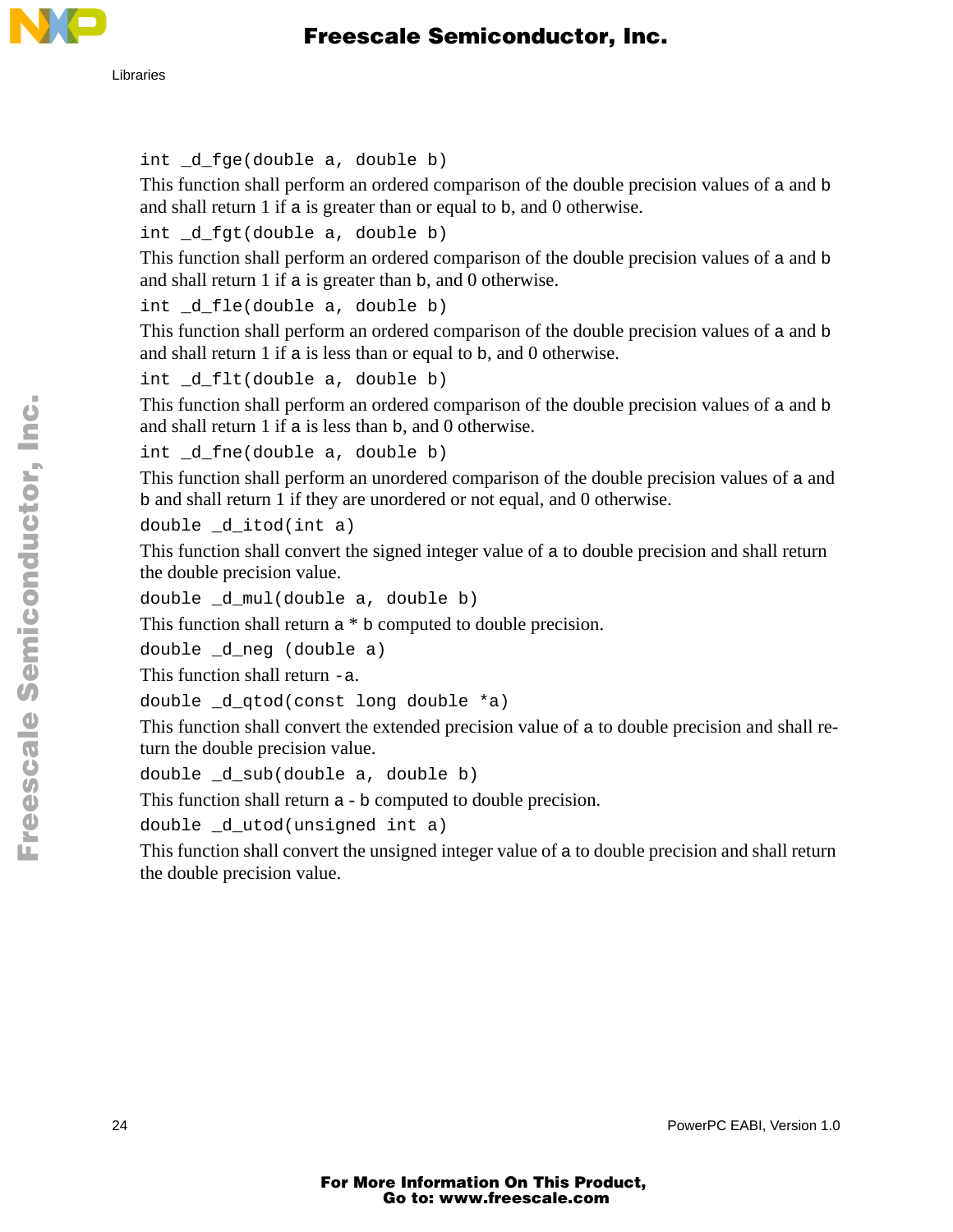`int _d_fge(double a, double b)`

This function shall perform an ordered comparison of the double precision values of a and b and shall return 1 if a is greater than or equal to b, and 0 otherwise.

`int _d_fgt(double a, double b)`

This function shall perform an ordered comparison of the double precision values of a and b and shall return 1 if a is greater than b, and 0 otherwise.

`int _d_fle(double a, double b)`

This function shall perform an ordered comparison of the double precision values of a and b and shall return 1 if a is less than or equal to b, and 0 otherwise.

`int _d_flt(double a, double b)`

This function shall perform an ordered comparison of the double precision values of a and b and shall return 1 if a is less than b, and 0 otherwise.

`int _d_fne(double a, double b)`

This function shall perform an unordered comparison of the double precision values of a and b and shall return 1 if they are unordered or not equal, and 0 otherwise.

`double _d_itod(int a)`

This function shall convert the signed integer value of a to double precision and shall return the double precision value.

`double _d_mul(double a, double b)`

This function shall return a * b computed to double precision.

`double _d_neg (double a)`

This function shall return -a.

`double _d_qtod(const long double *a)`

This function shall convert the extended precision value of a to double precision and shall return the double precision value.

`double _d_sub(double a, double b)`

This function shall return a - b computed to double precision.

`double _d_utod(unsigned int a)`

This function shall convert the unsigned integer value of a to double precision and shall return the double precision value.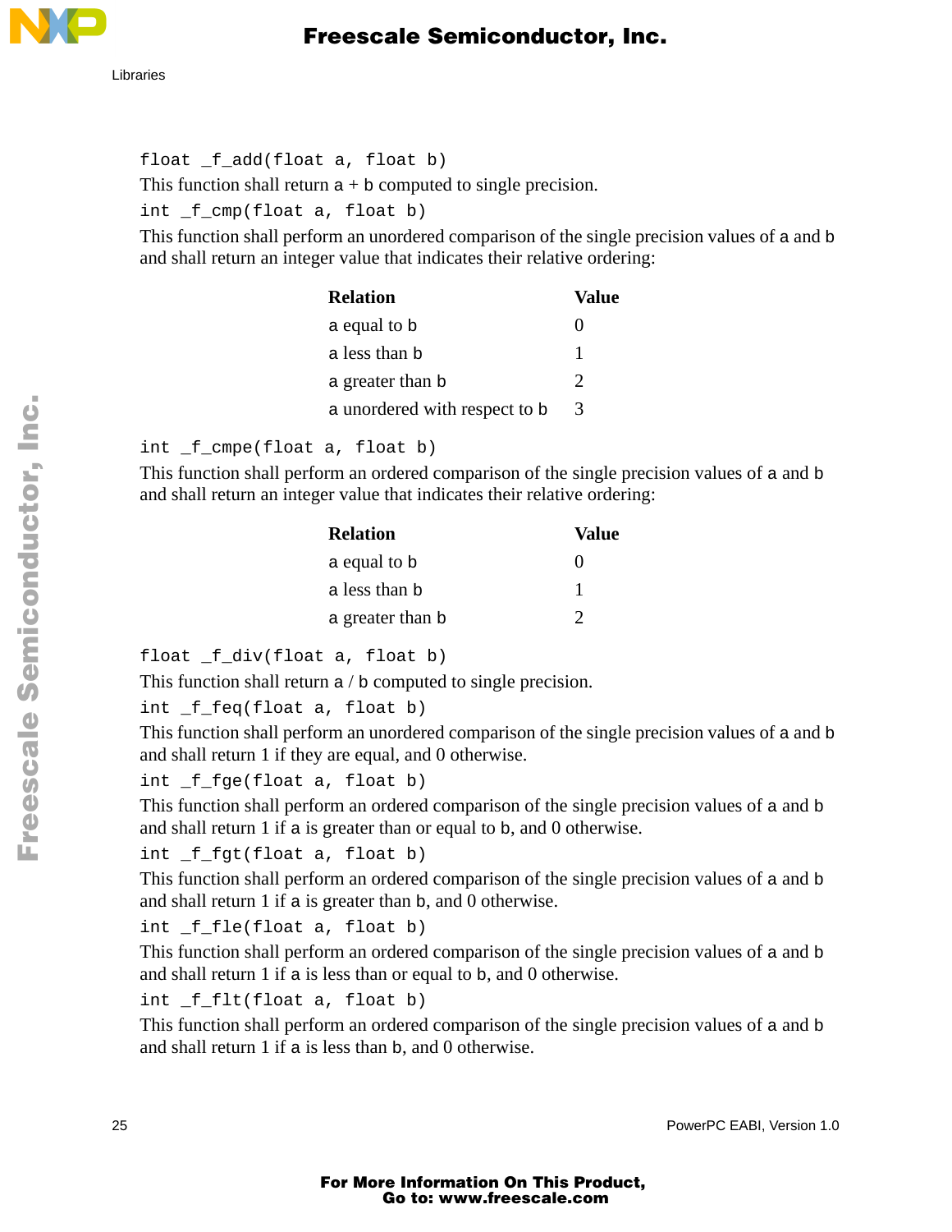```
float _f_add(float a, float b)
```

This function shall return a + b computed to single precision.

```
int _f_cmp(float a, float b)
```

This function shall perform an unordered comparison of the single precision values of a and b and shall return an integer value that indicates their relative ordering:

| Relation | Value |
|---|---|
| a equal to b | 0 |
| a less than b | 1 |
| a greater than b | 2 |
| a unordered with respect to b | 3 |

```
int _f_cmpe(float a, float b)
```

This function shall perform an ordered comparison of the single precision values of a and b and shall return an integer value that indicates their relative ordering:

| Relation | Value |
|---|---|
| a equal to b | 0 |
| a less than b | 1 |
| a greater than b | 2 |

```
float _f_div(float a, float b)
```

This function shall return a / b computed to single precision.

```
int _f_feq(float a, float b)
```

This function shall perform an unordered comparison of the single precision values of a and b and shall return 1 if they are equal, and 0 otherwise.

```
int _f_fge(float a, float b)
```

This function shall perform an ordered comparison of the single precision values of a and b and shall return 1 if a is greater than or equal to b, and 0 otherwise.

```
int _f_fgt(float a, float b)
```

This function shall perform an ordered comparison of the single precision values of a and b and shall return 1 if a is greater than b, and 0 otherwise.

```
int _f_fle(float a, float b)
```

This function shall perform an ordered comparison of the single precision values of a and b and shall return 1 if a is less than or equal to b, and 0 otherwise.

```
int _f_flt(float a, float b)
```

This function shall perform an ordered comparison of the single precision values of a and b and shall return 1 if a is less than b, and 0 otherwise.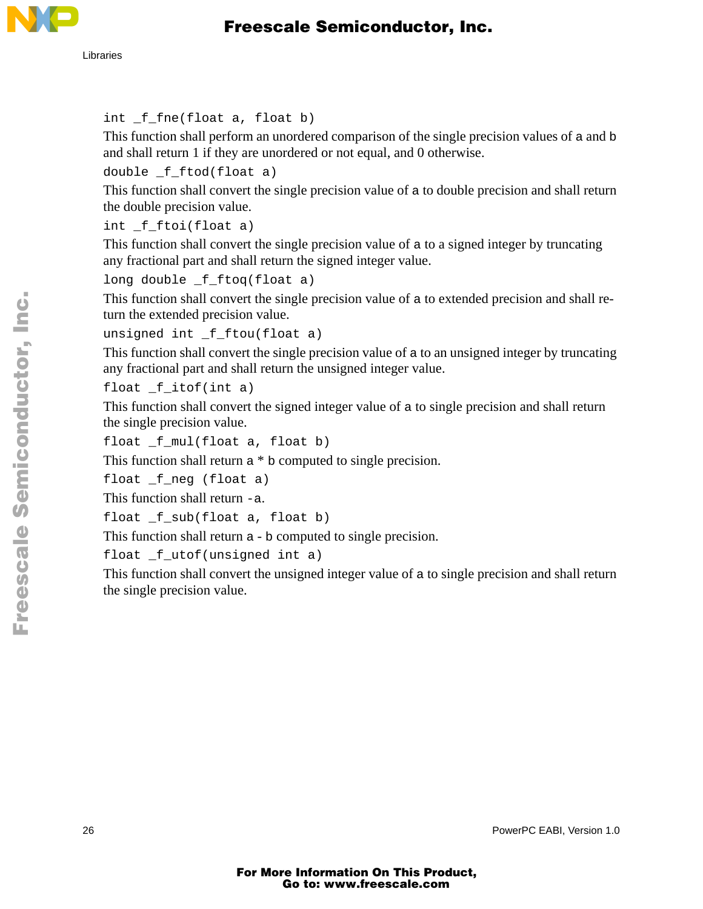`int _f_fne(float a, float b)`

This function shall perform an unordered comparison of the single precision values of `a` and `b` and shall return 1 if they are unordered or not equal, and 0 otherwise.

`double _f_ftod(float a)`

This function shall convert the single precision value of `a` to double precision and shall return the double precision value.

`int _f_ftoi(float a)`

This function shall convert the single precision value of `a` to a signed integer by truncating any fractional part and shall return the signed integer value.

`long double _f_ftoq(float a)`

This function shall convert the single precision value of `a` to extended precision and shall return the extended precision value.

`unsigned int _f_ftou(float a)`

This function shall convert the single precision value of `a` to an unsigned integer by truncating any fractional part and shall return the unsigned integer value.

`float _f_itof(int a)`

This function shall convert the signed integer value of `a` to single precision and shall return the single precision value.

`float _f_mul(float a, float b)`

This function shall return `a * b` computed to single precision.

`float _f_neg (float a)`

This function shall return `-a`.

`float _f_sub(float a, float b)`

This function shall return `a - b` computed to single precision.

`float _f_utof(unsigned int a)`

This function shall convert the unsigned integer value of `a` to single precision and shall return the single precision value.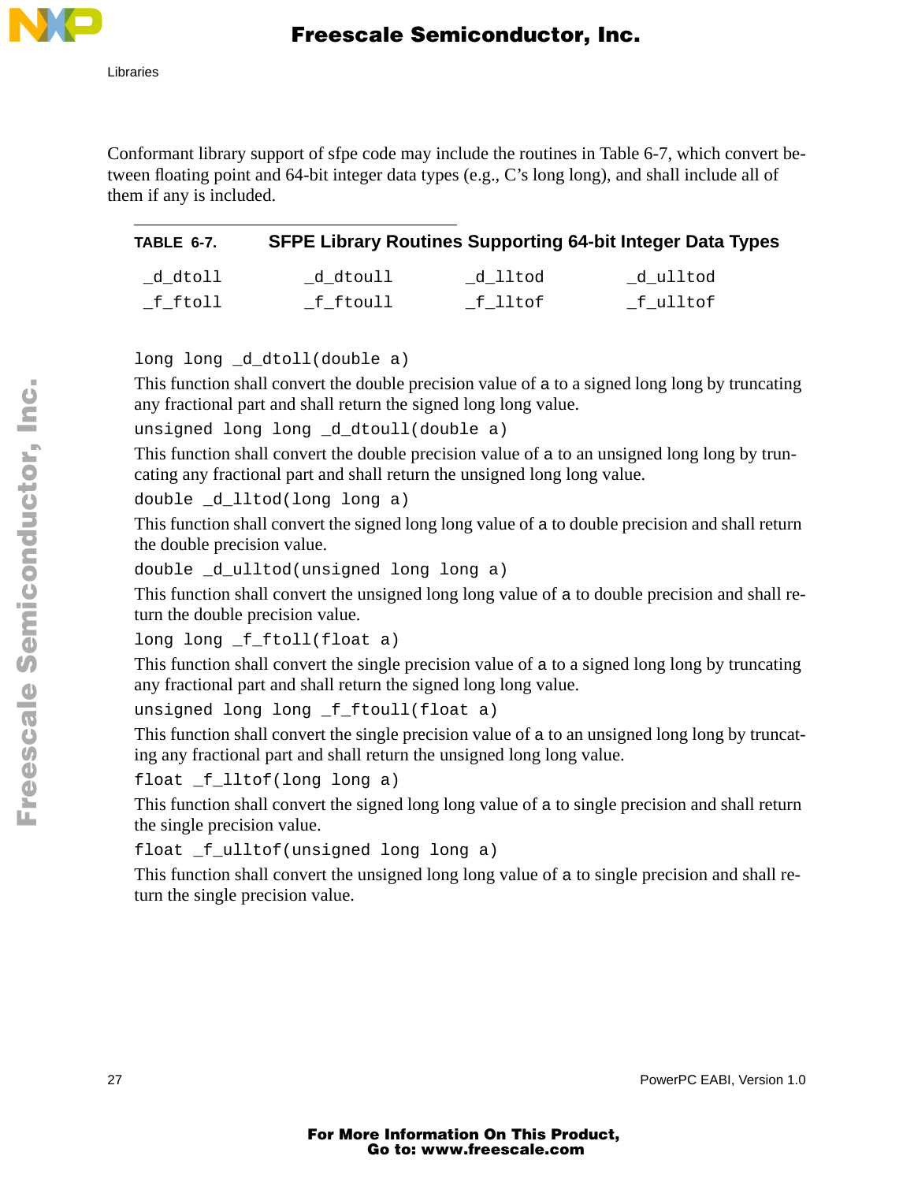Conformant library support of sfpe code may include the routines in Table 6-7, which convert between floating point and 64-bit integer data types (e.g., C's long long), and shall include all of them if any is included.

**TABLE 6-7. SFPE Library Routines Supporting 64-bit Integer Data Types**

| | | | |
|---|---|---|---|
| `_d_dtoll` | `_d_dtoull` | `_d_lltod` | `_d_ulltod` |
| `_f_ftoll` | `_f_ftoull` | `_f_lltof` | `_f_ulltof` |

`long long _d_dtoll(double a)`

This function shall convert the double precision value of `a` to a signed long long by truncating any fractional part and shall return the signed long long value.

`unsigned long long _d_dtoull(double a)`

This function shall convert the double precision value of `a` to an unsigned long long by truncating any fractional part and shall return the unsigned long long value.

`double _d_lltod(long long a)`

This function shall convert the signed long long value of `a` to double precision and shall return the double precision value.

`double _d_ulltod(unsigned long long a)`

This function shall convert the unsigned long long value of `a` to double precision and shall return the double precision value.

`long long _f_ftoll(float a)`

This function shall convert the single precision value of `a` to a signed long long by truncating any fractional part and shall return the signed long long value.

`unsigned long long _f_ftoull(float a)`

This function shall convert the single precision value of `a` to an unsigned long long by truncating any fractional part and shall return the unsigned long long value.

`float _f_lltof(long long a)`

This function shall convert the signed long long value of `a` to single precision and shall return the single precision value.

`float _f_ulltof(unsigned long long a)`

This function shall convert the unsigned long long value of `a` to single precision and shall return the single precision value.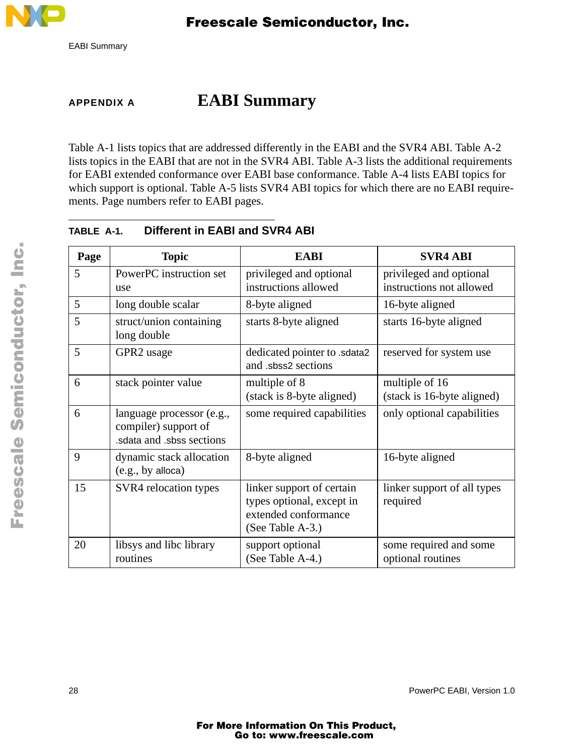# APPENDIX A EABI Summary

Table A-1 lists topics that are addressed differently in the EABI and the SVR4 ABI. Table A-2 lists topics in the EABI that are not in the SVR4 ABI. Table A-3 lists the additional requirements for EABI extended conformance over EABI base conformance. Table A-4 lists EABI topics for which support is optional. Table A-5 lists SVR4 ABI topics for which there are no EABI requirements. Page numbers refer to EABI pages.

**TABLE A-1. Different in EABI and SVR4 ABI**

| Page | Topic | EABI | SVR4 ABI |
|---|---|---|---|
| 5 | PowerPC instruction set use | privileged and optional instructions allowed | privileged and optional instructions not allowed |
| 5 | long double scalar | 8-byte aligned | 16-byte aligned |
| 5 | struct/union containing long double | starts 8-byte aligned | starts 16-byte aligned |
| 5 | GPR2 usage | dedicated pointer to .sdata2 and .sbss2 sections | reserved for system use |
| 6 | stack pointer value | multiple of 8 (stack is 8-byte aligned) | multiple of 16 (stack is 16-byte aligned) |
| 6 | language processor (e.g., compiler) support of .sdata and .sbss sections | some required capabilities | only optional capabilities |
| 9 | dynamic stack allocation (e.g., by alloca) | 8-byte aligned | 16-byte aligned |
| 15 | SVR4 relocation types | linker support of certain types optional, except in extended conformance (See Table A-3.) | linker support of all types required |
| 20 | libsys and libc library routines | support optional (See Table A-4.) | some required and some optional routines |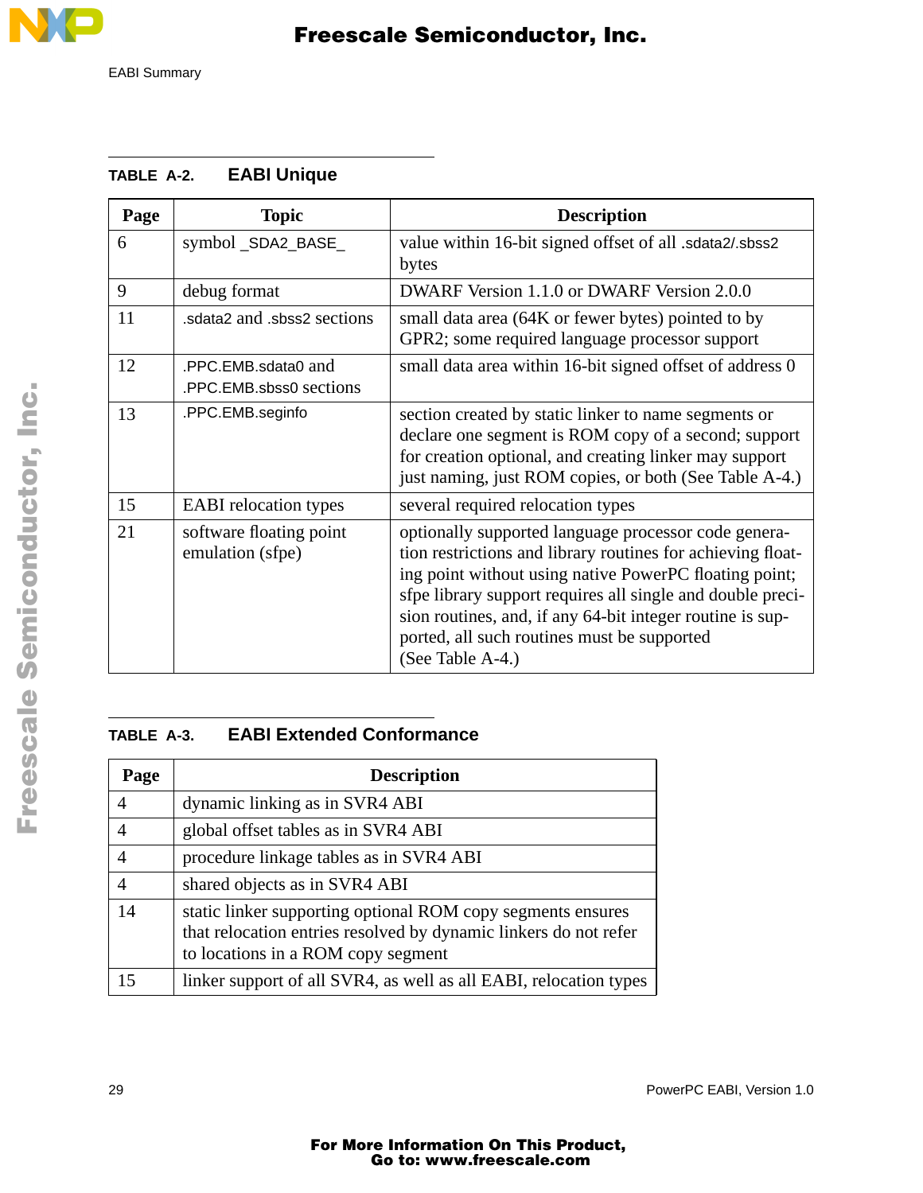**TABLE A-2. EABI Unique**

| Page | Topic | Description |
|---|---|---|
| 6 | symbol _SDA2_BASE_ | value within 16-bit signed offset of all .sdata2/.sbss2 bytes |
| 9 | debug format | DWARF Version 1.1.0 or DWARF Version 2.0.0 |
| 11 | .sdata2 and .sbss2 sections | small data area (64K or fewer bytes) pointed to by GPR2; some required language processor support |
| 12 | .PPC.EMB.sdata0 and .PPC.EMB.sbss0 sections | small data area within 16-bit signed offset of address 0 |
| 13 | .PPC.EMB.seginfo | section created by static linker to name segments or declare one segment is ROM copy of a second; support for creation optional, and creating linker may support just naming, just ROM copies, or both (See Table A-4.) |
| 15 | EABI relocation types | several required relocation types |
| 21 | software floating point emulation (sfpe) | optionally supported language processor code generation restrictions and library routines for achieving floating point without using native PowerPC floating point; sfpe library support requires all single and double precision routines, and, if any 64-bit integer routine is supported, all such routines must be supported (See Table A-4.) |

**TABLE A-3. EABI Extended Conformance**

| Page | Description |
|---|---|
| 4 | dynamic linking as in SVR4 ABI |
| 4 | global offset tables as in SVR4 ABI |
| 4 | procedure linkage tables as in SVR4 ABI |
| 4 | shared objects as in SVR4 ABI |
| 14 | static linker supporting optional ROM copy segments ensures that relocation entries resolved by dynamic linkers do not refer to locations in a ROM copy segment |
| 15 | linker support of all SVR4, as well as all EABI, relocation types |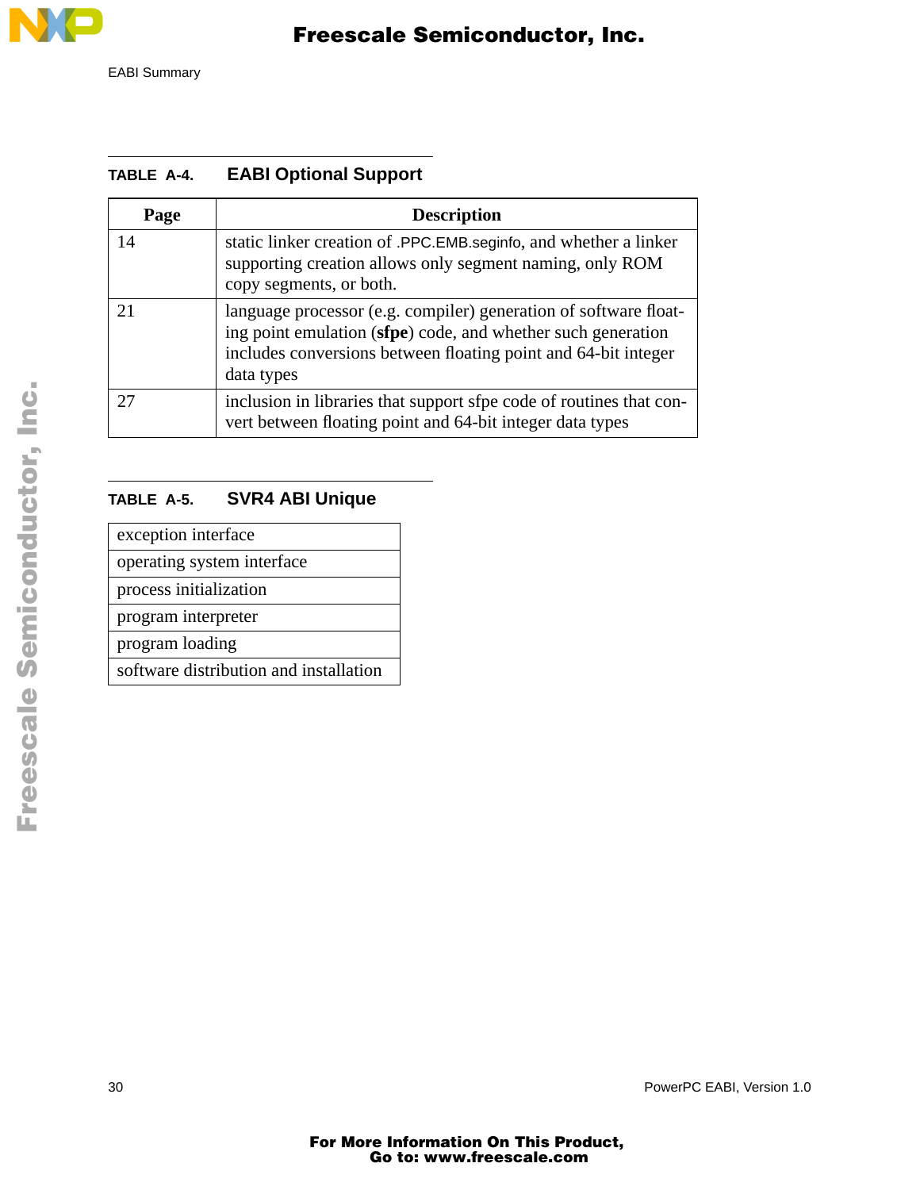TABLE A-4. **EABI Optional Support**

| Page | Description |
| --- | --- |
| 14 | static linker creation of .PPC.EMB.seginfo, and whether a linker supporting creation allows only segment naming, only ROM copy segments, or both. |
| 21 | language processor (e.g. compiler) generation of software floating point emulation (**sfpe**) code, and whether such generation includes conversions between floating point and 64-bit integer data types |
| 27 | inclusion in libraries that support sfpe code of routines that convert between floating point and 64-bit integer data types |

TABLE A-5. **SVR4 ABI Unique**

| |
| --- |
| exception interface |
| operating system interface |
| process initialization |
| program interpreter |
| program loading |
| software distribution and installation |